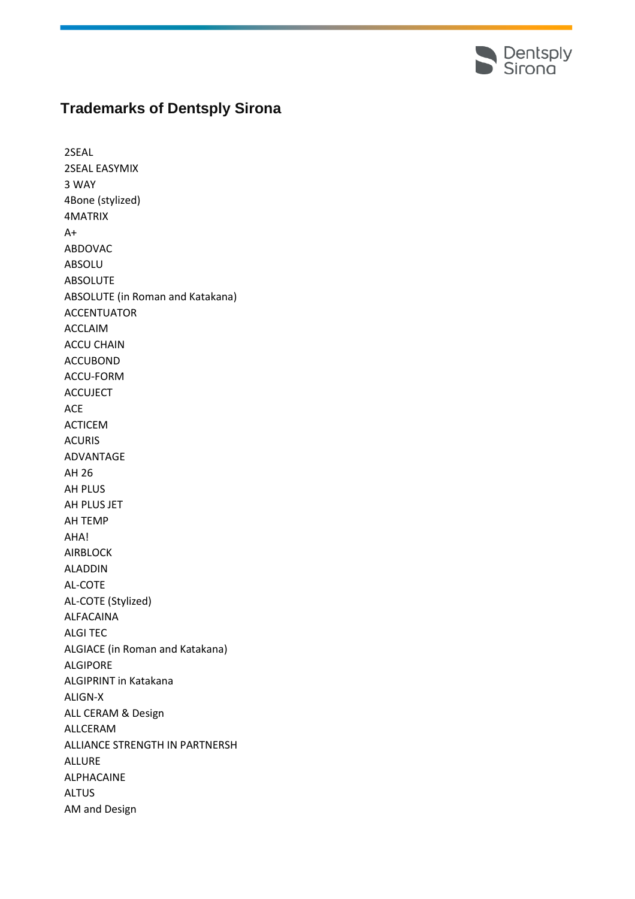# Trademarks of Dentsply Sirona

2SEAL
2SEAL EASYMIX
3 WAY
4Bone (stylized)
4MATRIX
A+
ABDOVAC
ABSOLU
ABSOLUTE
ABSOLUTE (in Roman and Katakana)
ACCENTUATOR
ACCLAIM
ACCU CHAIN
ACCUBOND
ACCU-FORM
ACCUJECT
ACE
ACTICEM
ACURIS
ADVANTAGE
AH 26
AH PLUS
AH PLUS JET
AH TEMP
AHA!
AIRBLOCK
ALADDIN
AL-COTE
AL-COTE (Stylized)
ALFACAINA
ALGI TEC
ALGIACE (in Roman and Katakana)
ALGIPORE
ALGIPRINT in Katakana
ALIGN-X
ALL CERAM & Design
ALLCERAM
ALLIANCE STRENGTH IN PARTNERSH
ALLURE
ALPHACAINE
ALTUS
AM and Design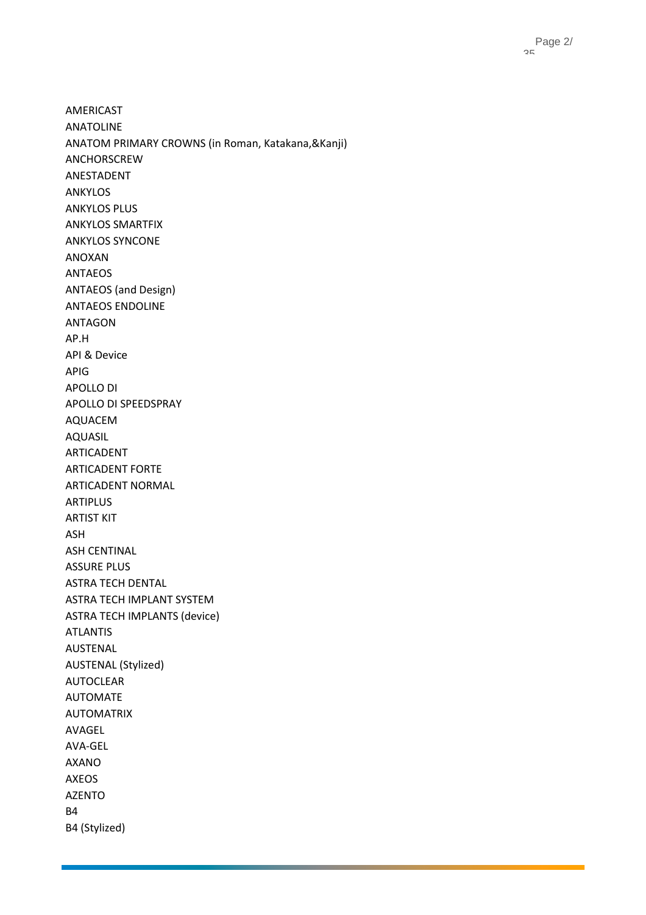AMERICAST
ANATOLINE
ANATOM PRIMARY CROWNS (in Roman, Katakana,&Kanji)
ANCHORSCREW
ANESTADENT
ANKYLOS
ANKYLOS PLUS
ANKYLOS SMARTFIX
ANKYLOS SYNCONE
ANOXAN
ANTAEOS
ANTAEOS (and Design)
ANTAEOS ENDOLINE
ANTAGON
AP.H
API & Device
APIG
APOLLO DI
APOLLO DI SPEEDSPRAY
AQUACEM
AQUASIL
ARTICADENT
ARTICADENT FORTE
ARTICADENT NORMAL
ARTIPLUS
ARTIST KIT
ASH
ASH CENTINAL
ASSURE PLUS
ASTRA TECH DENTAL
ASTRA TECH IMPLANT SYSTEM
ASTRA TECH IMPLANTS (device)
ATLANTIS
AUSTENAL
AUSTENAL (Stylized)
AUTOCLEAR
AUTOMATE
AUTOMATRIX
AVAGEL
AVA-GEL
AXANO
AXEOS
AZENTO
B4
B4 (Stylized)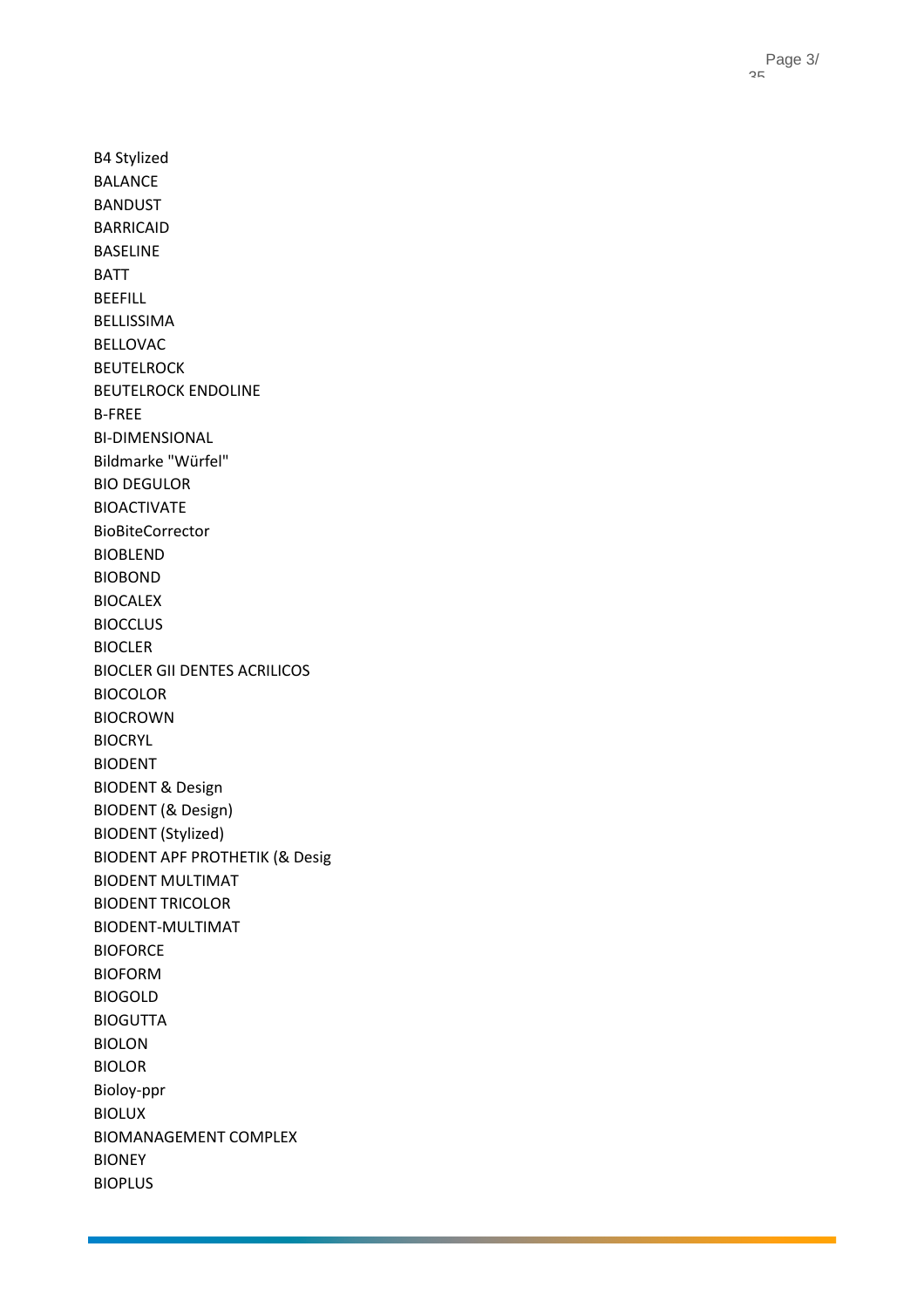B4 Stylized
BALANCE
BANDUST
BARRICAID
BASELINE
BATT
BEEFILL
BELLISSIMA
BELLOVAC
BEUTELROCK
BEUTELROCK ENDOLINE
B-FREE
BI-DIMENSIONAL
Bildmarke "Würfel"
BIO DEGULOR
BIOACTIVATE
BioBiteCorrector
BIOBLEND
BIOBOND
BIOCALEX
BIOCCLUS
BIOCLER
BIOCLER GII DENTES ACRILICOS
BIOCOLOR
BIOCROWN
BIOCRYL
BIODENT
BIODENT & Design
BIODENT (& Design)
BIODENT (Stylized)
BIODENT APF PROTHETIK (& Desig
BIODENT MULTIMAT
BIODENT TRICOLOR
BIODENT-MULTIMAT
BIOFORCE
BIOFORM
BIOGOLD
BIOGUTTA
BIOLON
BIOLOR
Bioloy-ppr
BIOLUX
BIOMANAGEMENT COMPLEX
BIONEY
BIOPLUS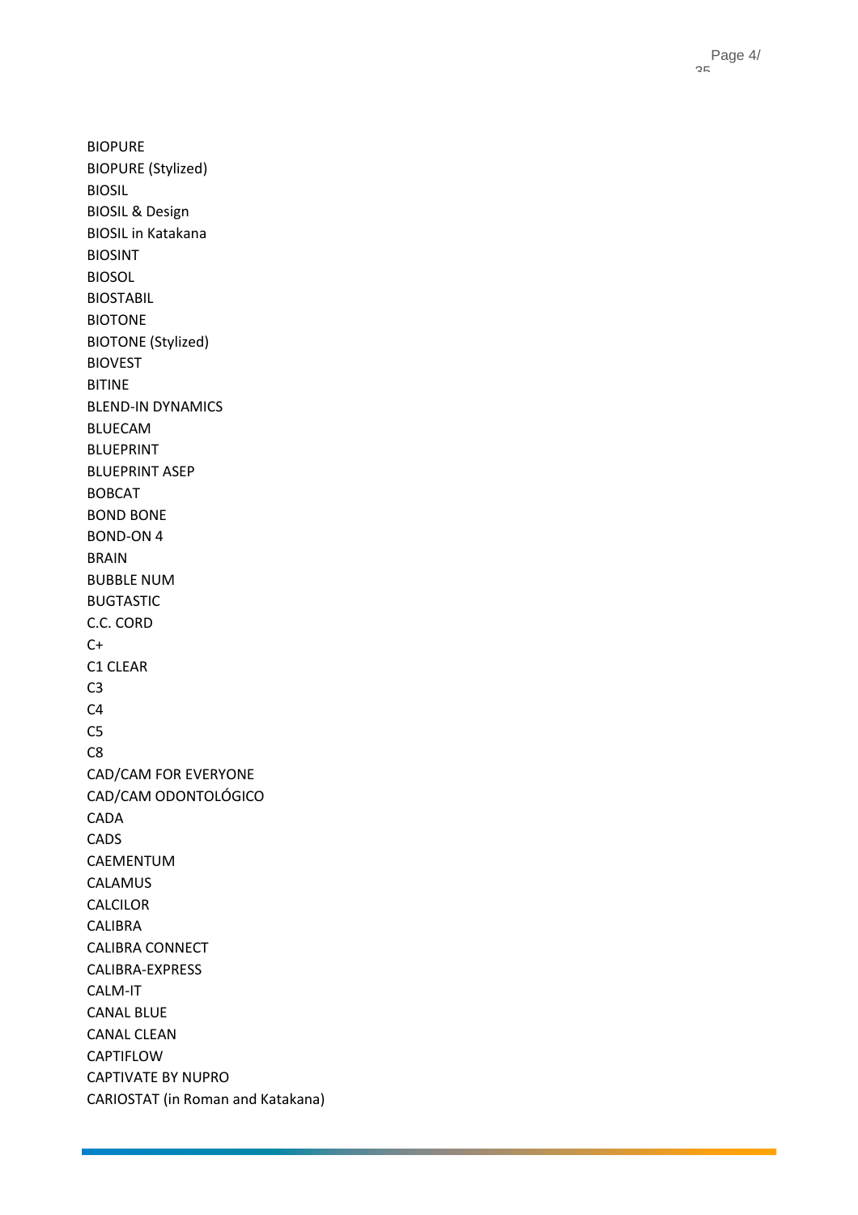BIOPURE
BIOPURE (Stylized)
BIOSIL
BIOSIL & Design
BIOSIL in Katakana
BIOSINT
BIOSOL
BIOSTABIL
BIOTONE
BIOTONE (Stylized)
BIOVEST
BITINE
BLEND-IN DYNAMICS
BLUECAM
BLUEPRINT
BLUEPRINT ASEP
BOBCAT
BOND BONE
BOND-ON 4
BRAIN
BUBBLE NUM
BUGTASTIC
C.C. CORD
C+
C1 CLEAR
C3
C4
C5
C8
CAD/CAM FOR EVERYONE
CAD/CAM ODONTOLÓGICO
CADA
CADS
CAEMENTUM
CALAMUS
CALCILOR
CALIBRA
CALIBRA CONNECT
CALIBRA-EXPRESS
CALM-IT
CANAL BLUE
CANAL CLEAN
CAPTIFLOW
CAPTIVATE BY NUPRO
CARIOSTAT (in Roman and Katakana)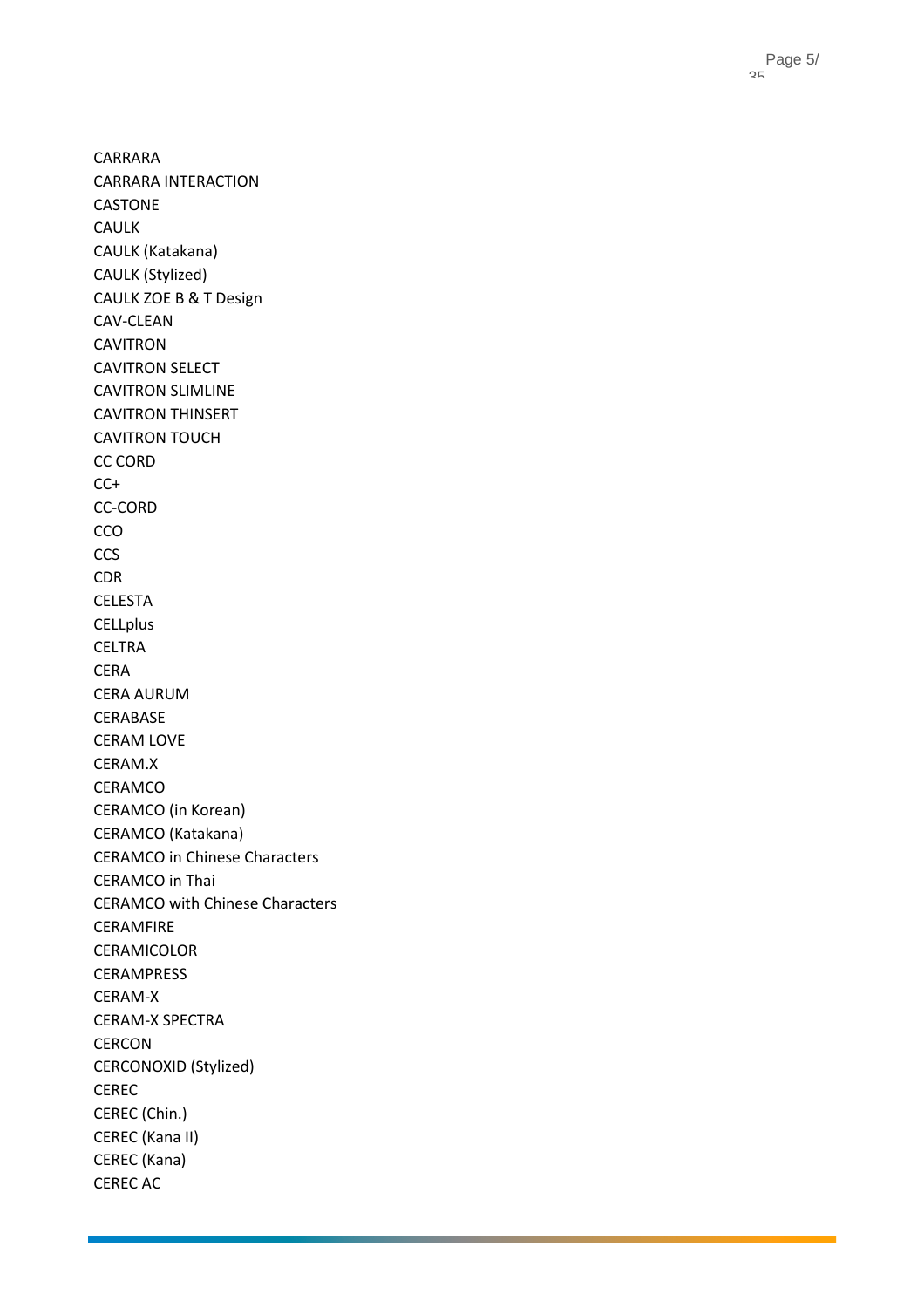CARRARA
CARRARA INTERACTION
CASTONE
CAULK
CAULK (Katakana)
CAULK (Stylized)
CAULK ZOE B & T Design
CAV-CLEAN
CAVITRON
CAVITRON SELECT
CAVITRON SLIMLINE
CAVITRON THINSERT
CAVITRON TOUCH
CC CORD
CC+
CC-CORD
CCO
CCS
CDR
CELESTA
CELLplus
CELTRA
CERA
CERA AURUM
CERABASE
CERAM LOVE
CERAM.X
CERAMCO
CERAMCO (in Korean)
CERAMCO (Katakana)
CERAMCO in Chinese Characters
CERAMCO in Thai
CERAMCO with Chinese Characters
CERAMFIRE
CERAMICOLOR
CERAMPRESS
CERAM-X
CERAM-X SPECTRA
CERCON
CERCONOXID (Stylized)
CEREC
CEREC (Chin.)
CEREC (Kana II)
CEREC (Kana)
CEREC AC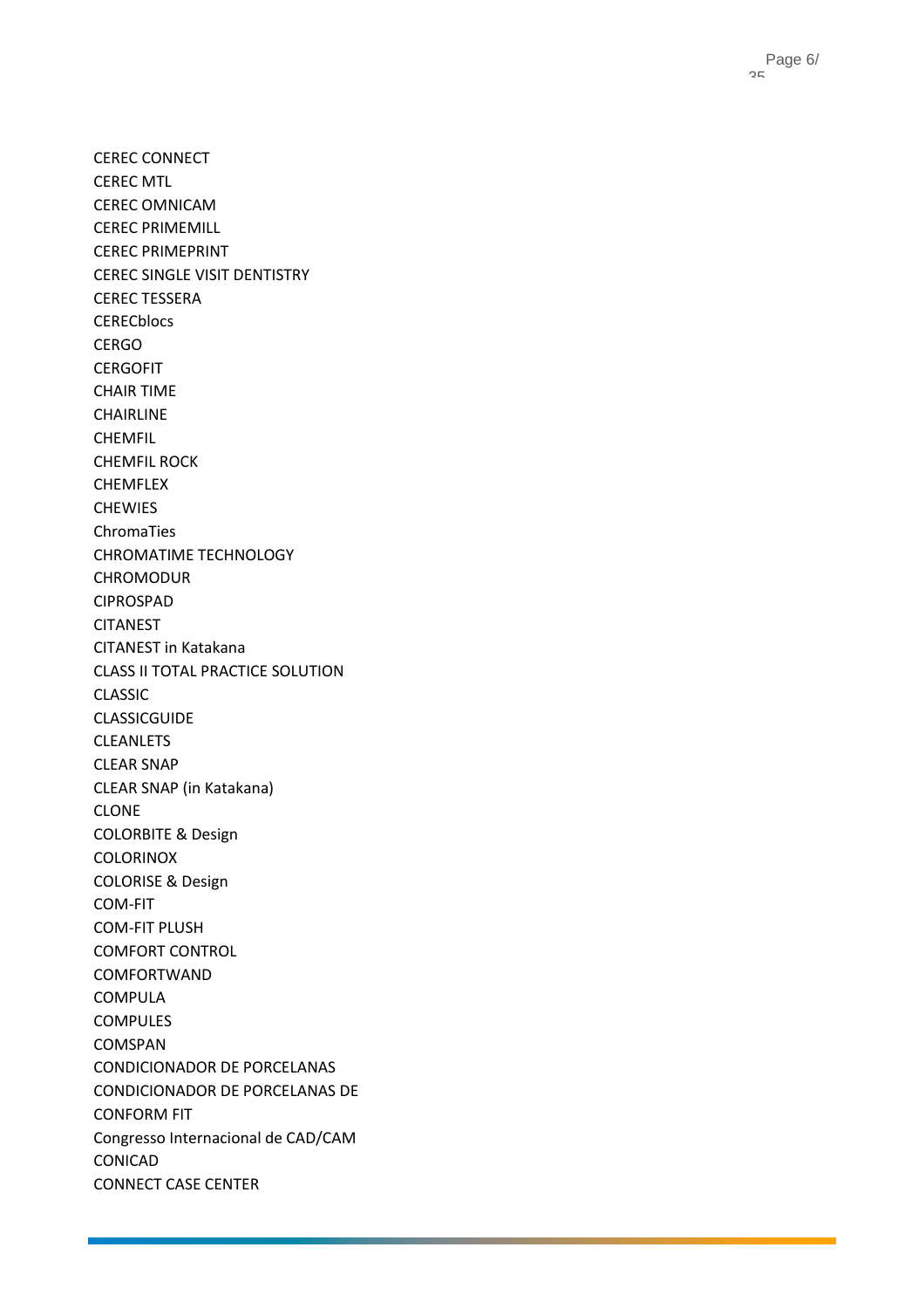CEREC CONNECT
CEREC MTL
CEREC OMNICAM
CEREC PRIMEMILL
CEREC PRIMEPRINT
CEREC SINGLE VISIT DENTISTRY
CEREC TESSERA
CERECblocs
CERGO
CERGOFIT
CHAIR TIME
CHAIRLINE
CHEMFIL
CHEMFIL ROCK
CHEMFLEX
CHEWIES
ChromaTies
CHROMATIME TECHNOLOGY
CHROMODUR
CIPROSPAD
CITANEST
CITANEST in Katakana
CLASS II TOTAL PRACTICE SOLUTION
CLASSIC
CLASSICGUIDE
CLEANLETS
CLEAR SNAP
CLEAR SNAP (in Katakana)
CLONE
COLORBITE & Design
COLORINOX
COLORISE & Design
COM-FIT
COM-FIT PLUSH
COMFORT CONTROL
COMFORTWAND
COMPULA
COMPULES
COMSPAN
CONDICIONADOR DE PORCELANAS
CONDICIONADOR DE PORCELANAS DE
CONFORM FIT
Congresso Internacional de CAD/CAM
CONICAD
CONNECT CASE CENTER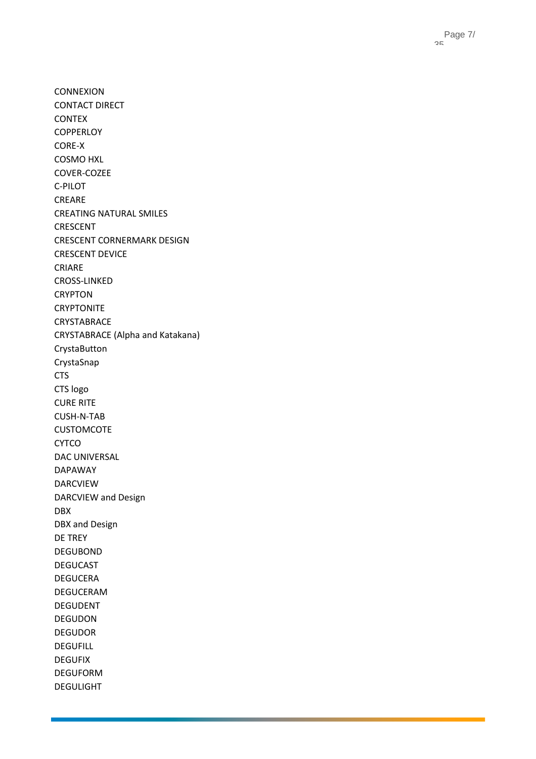CONNEXION
CONTACT DIRECT
CONTEX
COPPERLOY
CORE-X
COSMO HXL
COVER-COZEE
C-PILOT
CREARE
CREATING NATURAL SMILES
CRESCENT
CRESCENT CORNERMARK DESIGN
CRESCENT DEVICE
CRIARE
CROSS-LINKED
CRYPTON
CRYPTONITE
CRYSTABRACE
CRYSTABRACE (Alpha and Katakana)
CrystaButton
CrystaSnap
CTS
CTS logo
CURE RITE
CUSH-N-TAB
CUSTOMCOTE
CYTCO
DAC UNIVERSAL
DAPAWAY
DARCVIEW
DARCVIEW and Design
DBX
DBX and Design
DE TREY
DEGUBOND
DEGUCAST
DEGUCERA
DEGUCERAM
DEGUDENT
DEGUDON
DEGUDOR
DEGUFILL
DEGUFIX
DEGUFORM
DEGULIGHT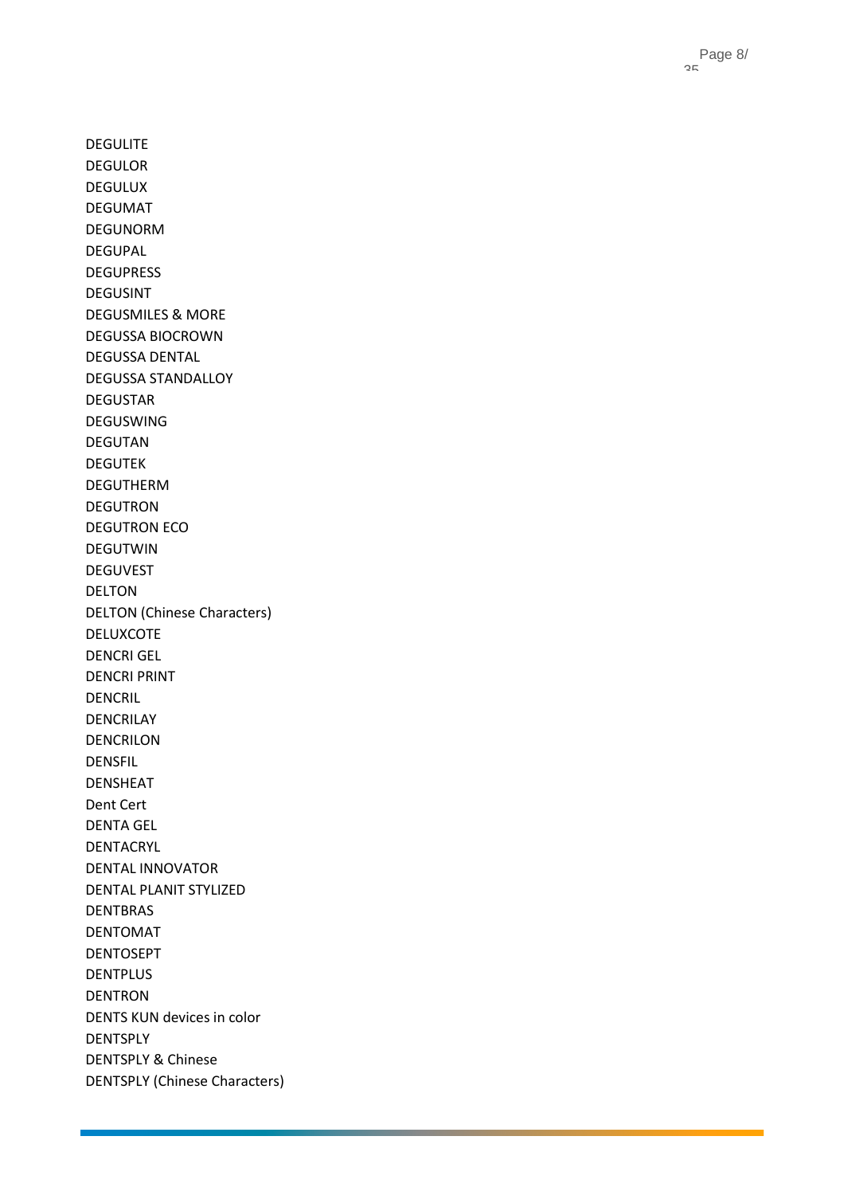DEGULITE
DEGULOR
DEGULUX
DEGUMAT
DEGUNORM
DEGUPAL
DEGUPRESS
DEGUSINT
DEGUSMILES & MORE
DEGUSSA BIOCROWN
DEGUSSA DENTAL
DEGUSSA STANDALLOY
DEGUSTAR
DEGUSWING
DEGUTAN
DEGUTEK
DEGUTHERM
DEGUTRON
DEGUTRON ECO
DEGUTWIN
DEGUVEST
DELTON
DELTON (Chinese Characters)
DELUXCOTE
DENCRI GEL
DENCRI PRINT
DENCRIL
DENCRILAY
DENCRILON
DENSFIL
DENSHEAT
Dent Cert
DENTA GEL
DENTACRYL
DENTAL INNOVATOR
DENTAL PLANIT STYLIZED
DENTBRAS
DENTOMAT
DENTOSEPT
DENTPLUS
DENTRON
DENTS KUN devices in color
DENTSPLY
DENTSPLY & Chinese
DENTSPLY (Chinese Characters)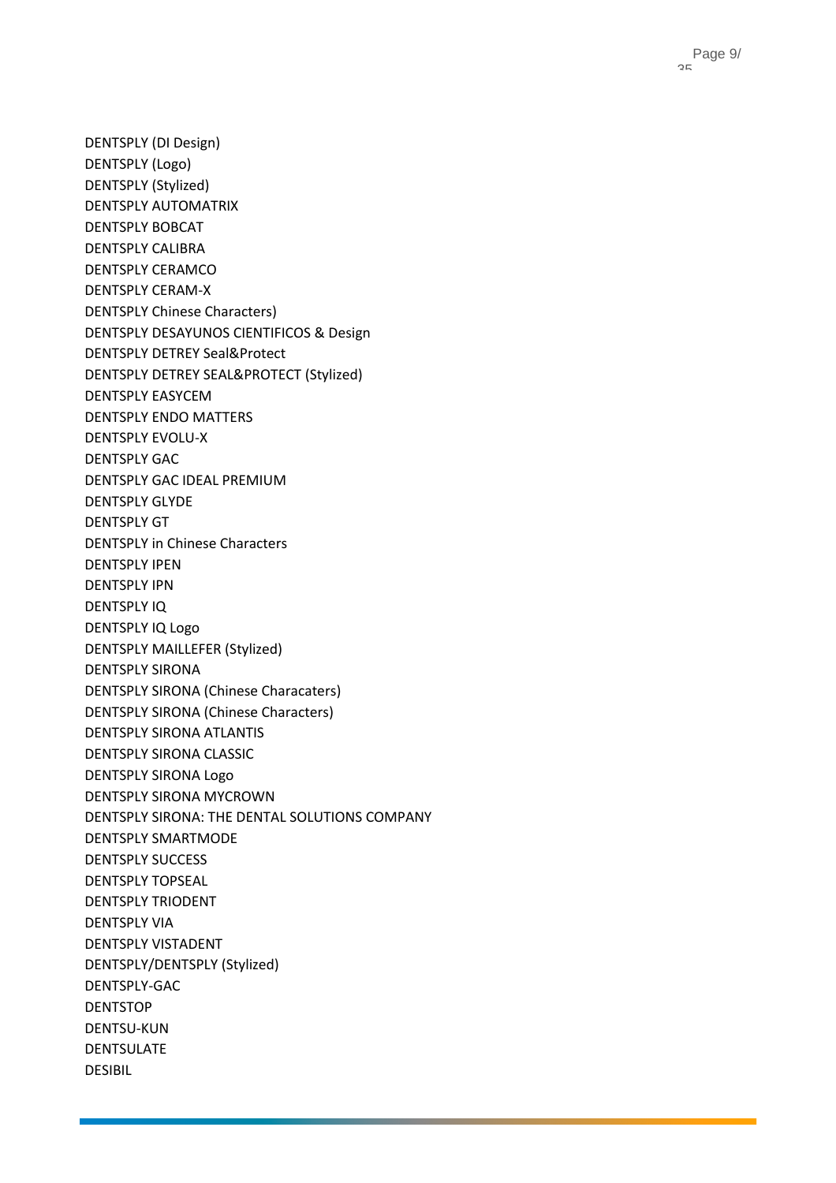DENTSPLY (DI Design)
DENTSPLY (Logo)
DENTSPLY (Stylized)
DENTSPLY AUTOMATRIX
DENTSPLY BOBCAT
DENTSPLY CALIBRA
DENTSPLY CERAMCO
DENTSPLY CERAM-X
DENTSPLY Chinese Characters)
DENTSPLY DESAYUNOS CIENTIFICOS & Design
DENTSPLY DETREY Seal&Protect
DENTSPLY DETREY SEAL&PROTECT (Stylized)
DENTSPLY EASYCEM
DENTSPLY ENDO MATTERS
DENTSPLY EVOLU-X
DENTSPLY GAC
DENTSPLY GAC IDEAL PREMIUM
DENTSPLY GLYDE
DENTSPLY GT
DENTSPLY in Chinese Characters
DENTSPLY IPEN
DENTSPLY IPN
DENTSPLY IQ
DENTSPLY IQ Logo
DENTSPLY MAILLEFER (Stylized)
DENTSPLY SIRONA
DENTSPLY SIRONA (Chinese Characaters)
DENTSPLY SIRONA (Chinese Characters)
DENTSPLY SIRONA ATLANTIS
DENTSPLY SIRONA CLASSIC
DENTSPLY SIRONA Logo
DENTSPLY SIRONA MYCROWN
DENTSPLY SIRONA: THE DENTAL SOLUTIONS COMPANY
DENTSPLY SMARTMODE
DENTSPLY SUCCESS
DENTSPLY TOPSEAL
DENTSPLY TRIODENT
DENTSPLY VIA
DENTSPLY VISTADENT
DENTSPLY/DENTSPLY (Stylized)
DENTSPLY-GAC
DENTSTOP
DENTSU-KUN
DENTSULATE
DESIBIL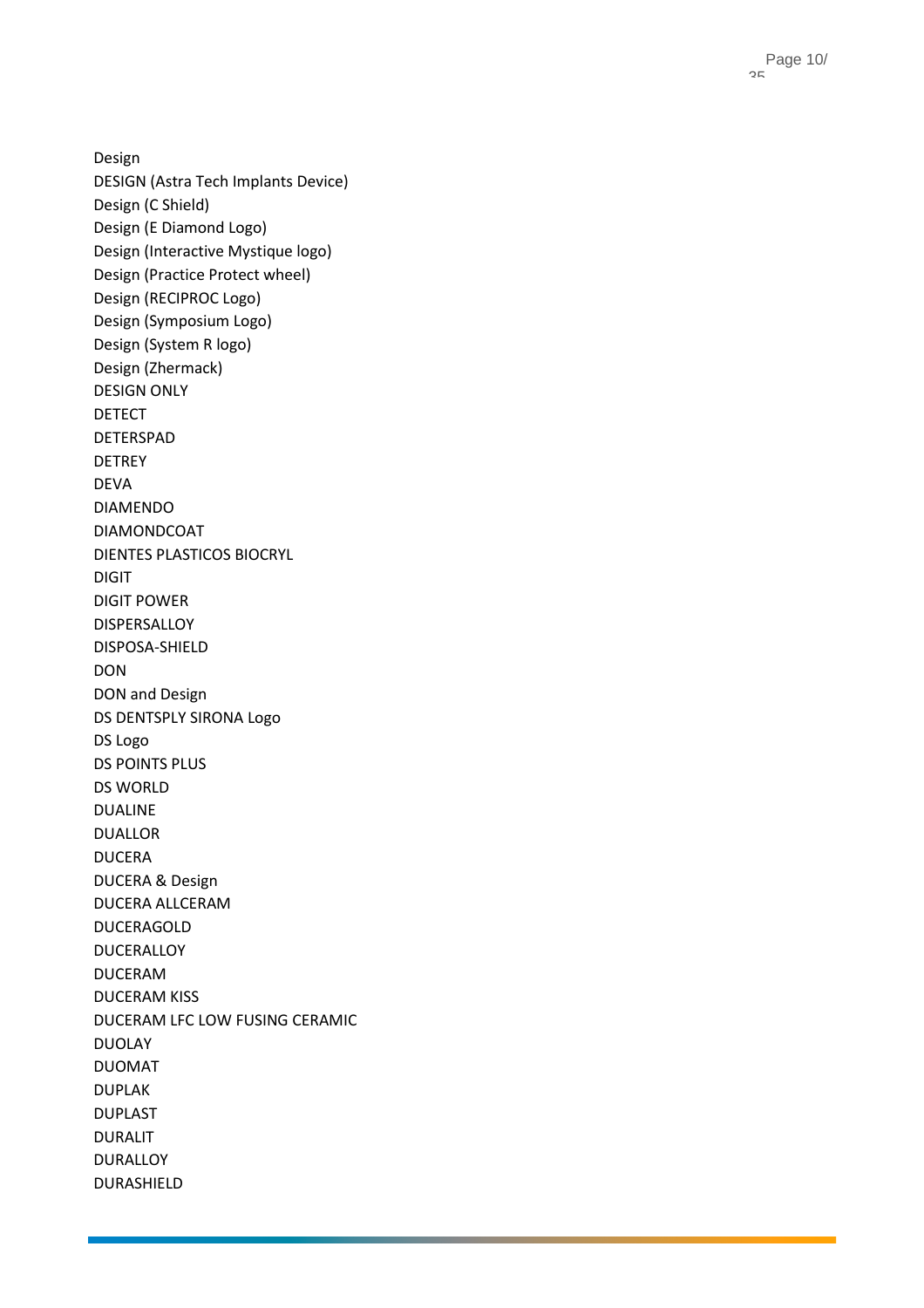Design
DESIGN (Astra Tech Implants Device)
Design (C Shield)
Design (E Diamond Logo)
Design (Interactive Mystique logo)
Design (Practice Protect wheel)
Design (RECIPROC Logo)
Design (Symposium Logo)
Design (System R logo)
Design (Zhermack)
DESIGN ONLY
DETECT
DETERSPAD
DETREY
DEVA
DIAMENDO
DIAMONDCOAT
DIENTES PLASTICOS BIOCRYL
DIGIT
DIGIT POWER
DISPERSALLOY
DISPOSA-SHIELD
DON
DON and Design
DS DENTSPLY SIRONA Logo
DS Logo
DS POINTS PLUS
DS WORLD
DUALINE
DUALLOR
DUCERA
DUCERA & Design
DUCERA ALLCERAM
DUCERAGOLD
DUCERALLOY
DUCERAM
DUCERAM KISS
DUCERAM LFC LOW FUSING CERAMIC
DUOLAY
DUOMAT
DUPLAK
DUPLAST
DURALIT
DURALLOY
DURASHIELD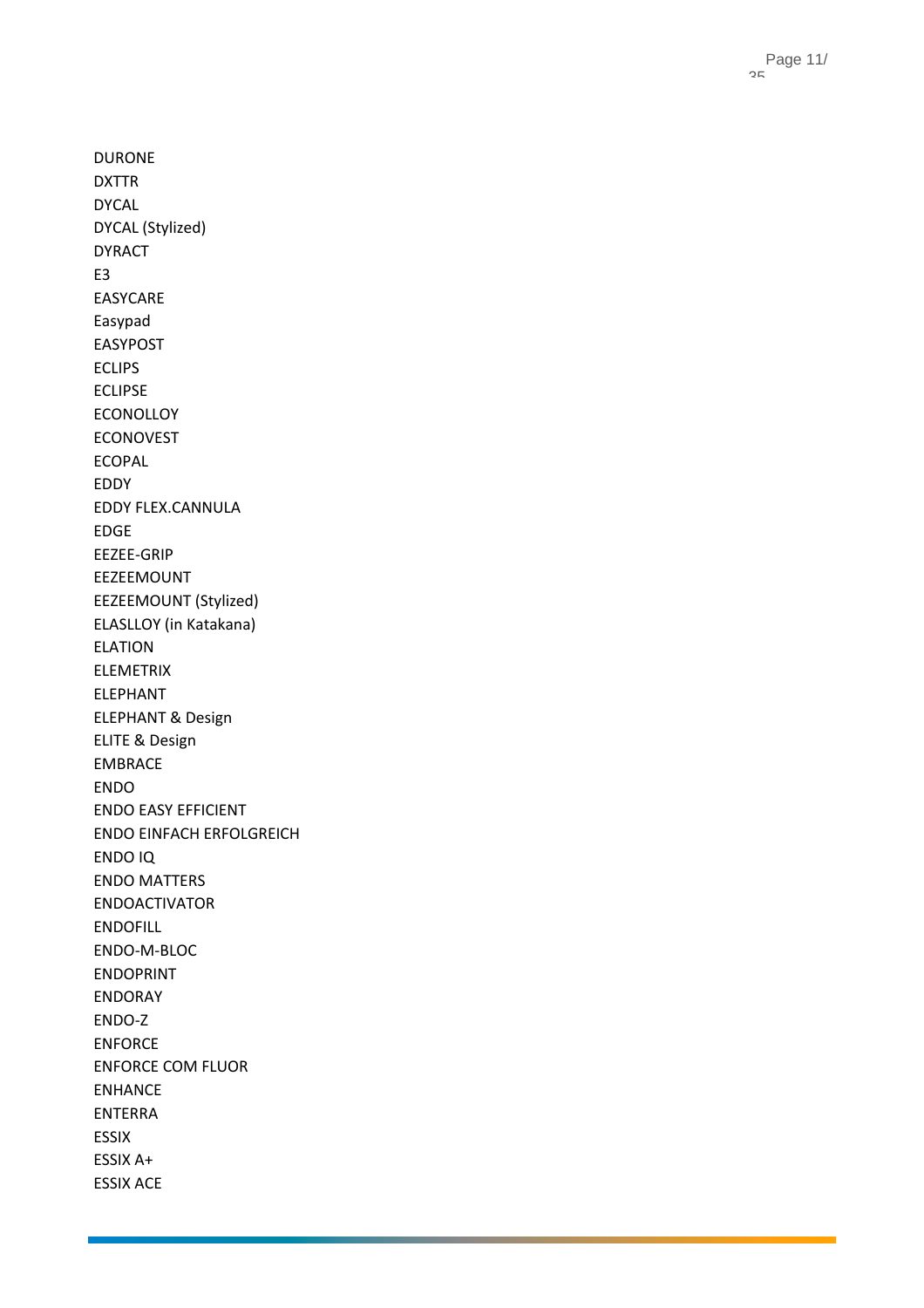DURONE
DXTTR
DYCAL
DYCAL (Stylized)
DYRACT
E3
EASYCARE
Easypad
EASYPOST
ECLIPS
ECLIPSE
ECONOLLOY
ECONOVEST
ECOPAL
EDDY
EDDY FLEX.CANNULA
EDGE
EEZEE-GRIP
EEZEEMOUNT
EEZEEMOUNT (Stylized)
ELASLLOY (in Katakana)
ELATION
ELEMETRIX
ELEPHANT
ELEPHANT & Design
ELITE & Design
EMBRACE
ENDO
ENDO EASY EFFICIENT
ENDO EINFACH ERFOLGREICH
ENDO IQ
ENDO MATTERS
ENDOACTIVATOR
ENDOFILL
ENDO-M-BLOC
ENDOPRINT
ENDORAY
ENDO-Z
ENFORCE
ENFORCE COM FLUOR
ENHANCE
ENTERRA
ESSIX
ESSIX A+
ESSIX ACE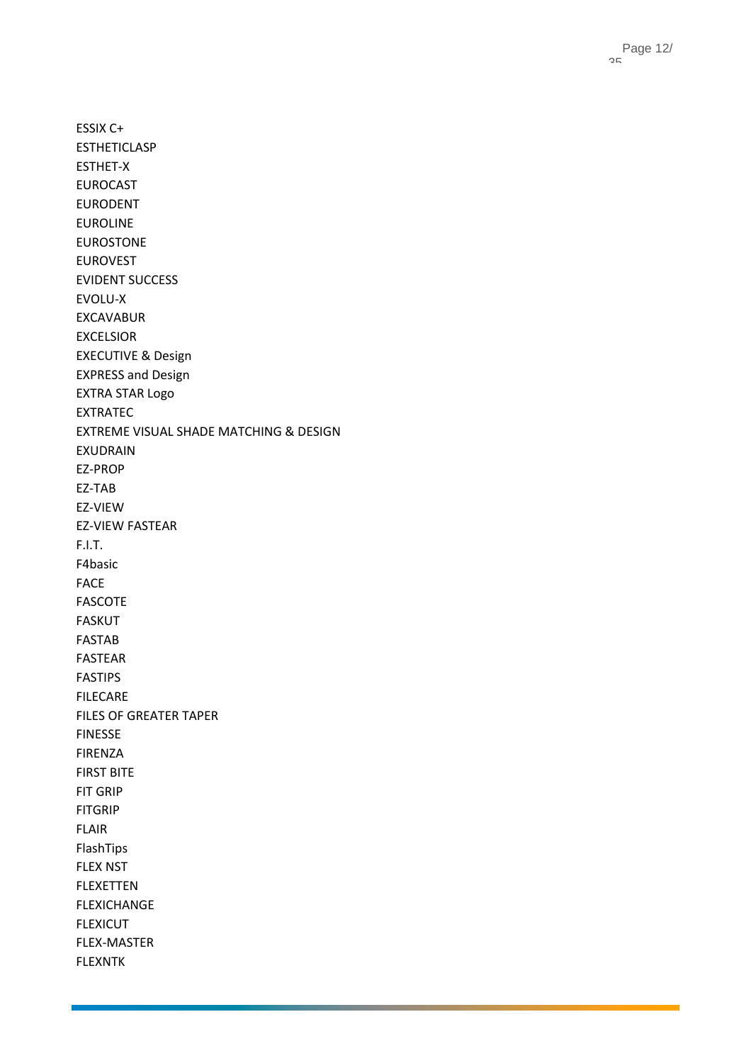ESSIX C+
ESTHETICLASP
ESTHET-X
EUROCAST
EURODENT
EUROLINE
EUROSTONE
EUROVEST
EVIDENT SUCCESS
EVOLU-X
EXCAVABUR
EXCELSIOR
EXECUTIVE & Design
EXPRESS and Design
EXTRA STAR Logo
EXTRATEC
EXTREME VISUAL SHADE MATCHING & DESIGN
EXUDRAIN
EZ-PROP
EZ-TAB
EZ-VIEW
EZ-VIEW FASTEAR
F.I.T.
F4basic
FACE
FASCOTE
FASKUT
FASTAB
FASTEAR
FASTIPS
FILECARE
FILES OF GREATER TAPER
FINESSE
FIRENZA
FIRST BITE
FIT GRIP
FITGRIP
FLAIR
FlashTips
FLEX NST
FLEXETTEN
FLEXICHANGE
FLEXICUT
FLEX-MASTER
FLEXNTK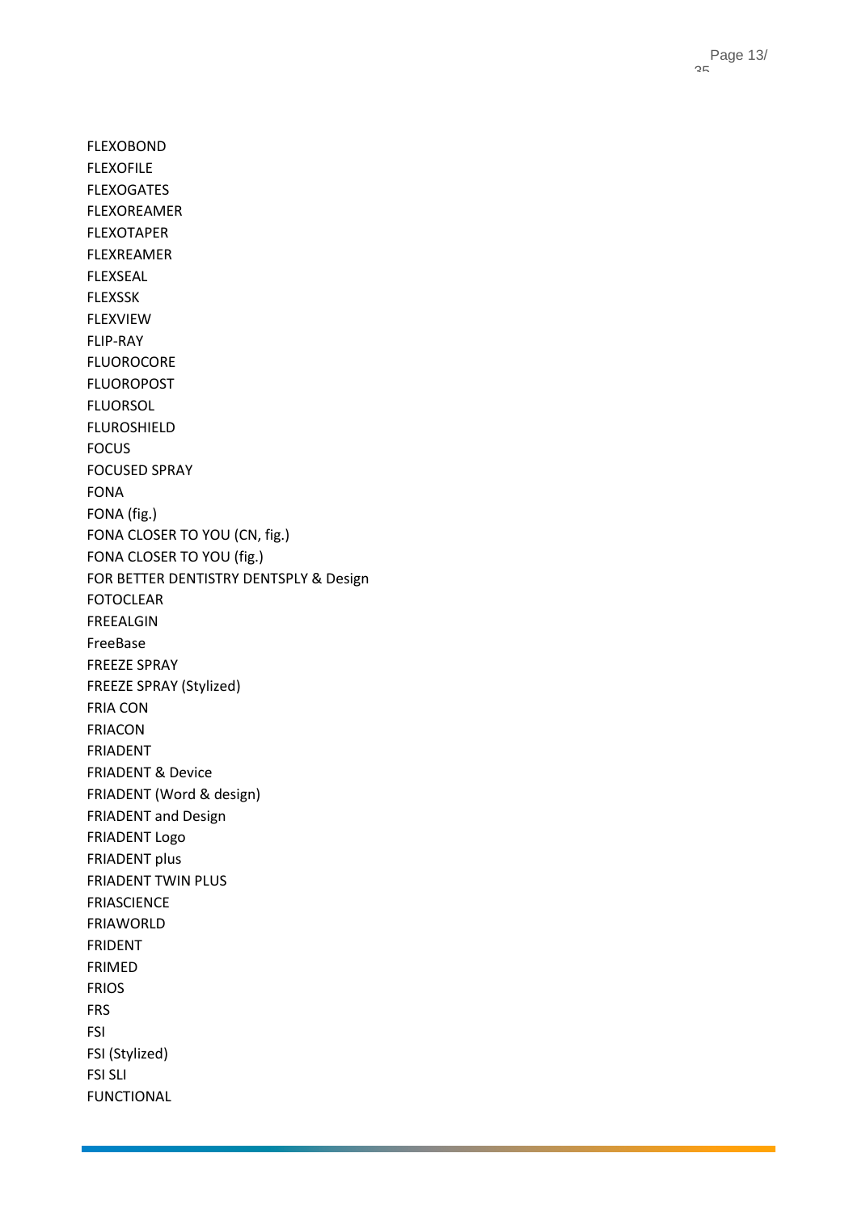FLEXOBOND
FLEXOFILE
FLEXOGATES
FLEXOREAMER
FLEXOTAPER
FLEXREAMER
FLEXSEAL
FLEXSSK
FLEXVIEW
FLIP-RAY
FLUOROCORE
FLUOROPOST
FLUORSOL
FLUROSHIELD
FOCUS
FOCUSED SPRAY
FONA
FONA (fig.)
FONA CLOSER TO YOU (CN, fig.)
FONA CLOSER TO YOU (fig.)
FOR BETTER DENTISTRY DENTSPLY & Design
FOTOCLEAR
FREEALGIN
FreeBase
FREEZE SPRAY
FREEZE SPRAY (Stylized)
FRIA CON
FRIACON
FRIADENT
FRIADENT & Device
FRIADENT (Word & design)
FRIADENT and Design
FRIADENT Logo
FRIADENT plus
FRIADENT TWIN PLUS
FRIASCIENCE
FRIAWORLD
FRIDENT
FRIMED
FRIOS
FRS
FSI
FSI (Stylized)
FSI SLI
FUNCTIONAL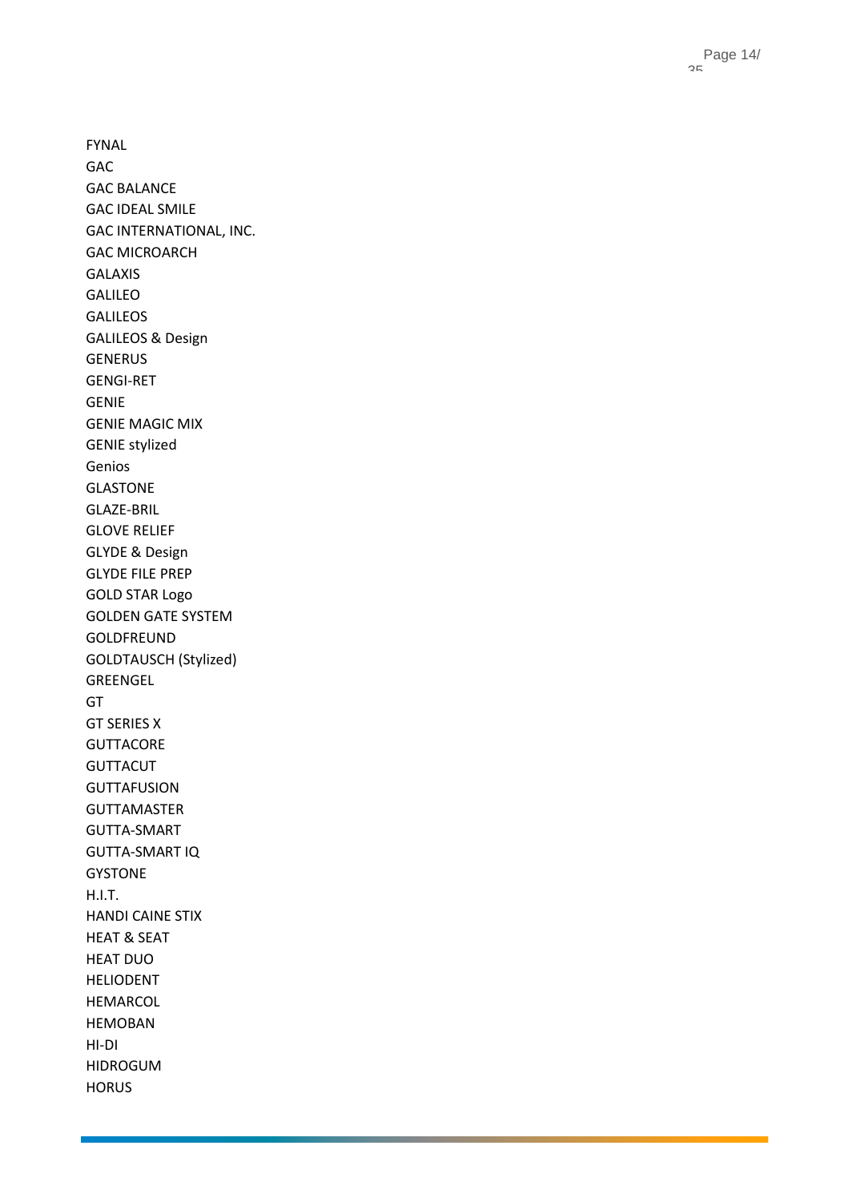FYNAL
GAC
GAC BALANCE
GAC IDEAL SMILE
GAC INTERNATIONAL, INC.
GAC MICROARCH
GALAXIS
GALILEO
GALILEOS
GALILEOS & Design
GENERUS
GENGI-RET
GENIE
GENIE MAGIC MIX
GENIE stylized
Genios
GLASTONE
GLAZE-BRIL
GLOVE RELIEF
GLYDE & Design
GLYDE FILE PREP
GOLD STAR Logo
GOLDEN GATE SYSTEM
GOLDFREUND
GOLDTAUSCH (Stylized)
GREENGEL
GT
GT SERIES X
GUTTACORE
GUTTACUT
GUTTAFUSION
GUTTAMASTER
GUTTA-SMART
GUTTA-SMART IQ
GYSTONE
H.I.T.
HANDI CAINE STIX
HEAT & SEAT
HEAT DUO
HELIODENT
HEMARCOL
HEMOBAN
HI-DI
HIDROGUM
HORUS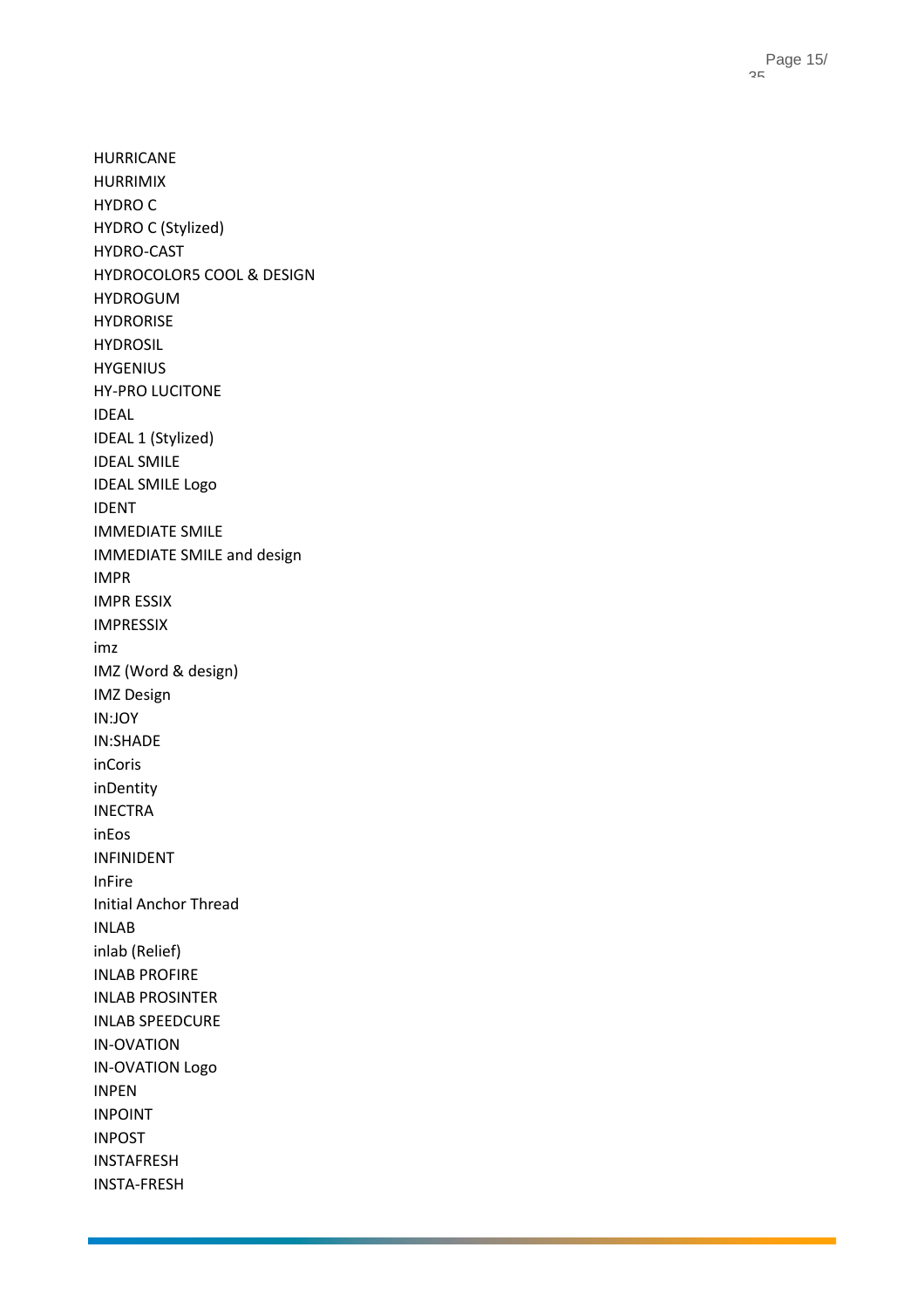HURRICANE
HURRIMIX
HYDRO C
HYDRO C (Stylized)
HYDRO-CAST
HYDROCOLOR5 COOL & DESIGN
HYDROGUM
HYDRORISE
HYDROSIL
HYGENIUS
HY-PRO LUCITONE
IDEAL
IDEAL 1 (Stylized)
IDEAL SMILE
IDEAL SMILE Logo
IDENT
IMMEDIATE SMILE
IMMEDIATE SMILE and design
IMPR
IMPR ESSIX
IMPRESSIX
imz
IMZ (Word & design)
IMZ Design
IN:JOY
IN:SHADE
inCoris
inDentity
INECTRA
inEos
INFINIDENT
InFire
Initial Anchor Thread
INLAB
inlab (Relief)
INLAB PROFIRE
INLAB PROSINTER
INLAB SPEEDCURE
IN-OVATION
IN-OVATION Logo
INPEN
INPOINT
INPOST
INSTAFRESH
INSTA-FRESH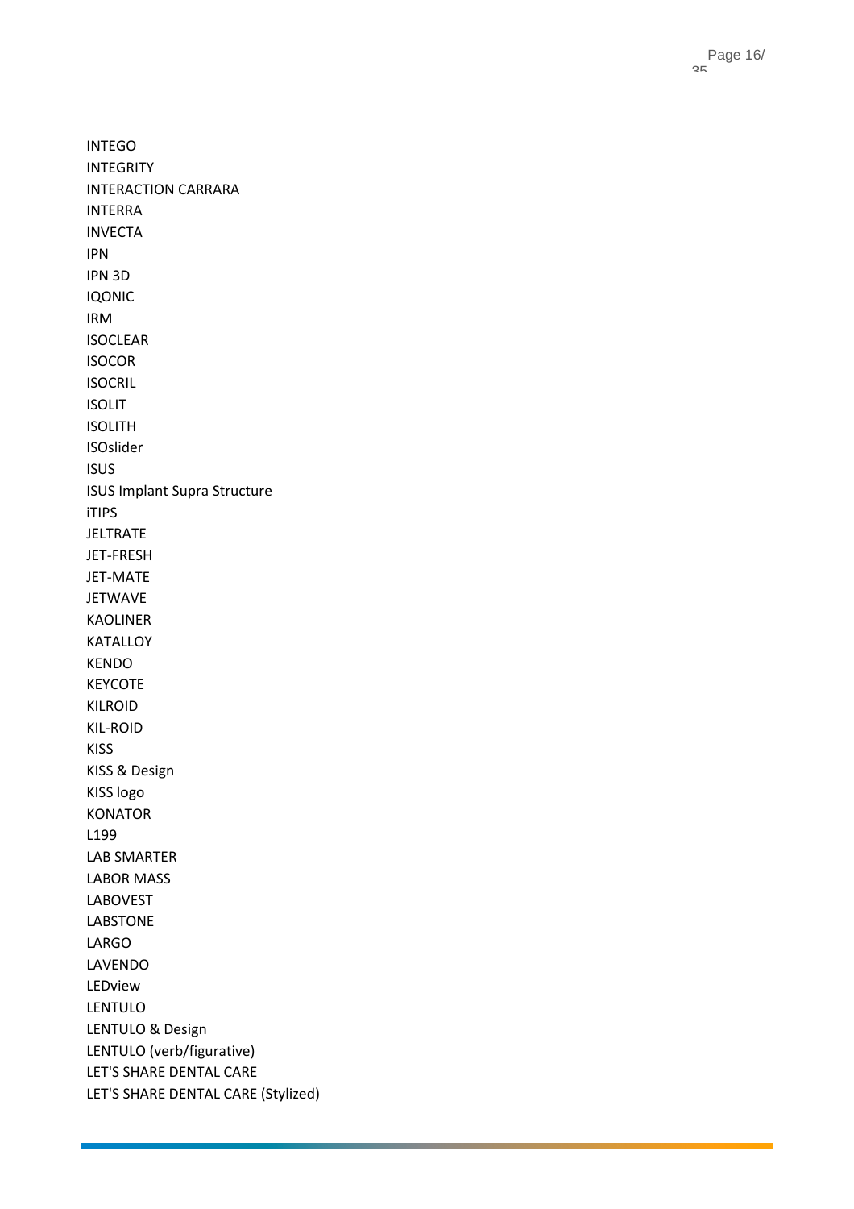INTEGO
INTEGRITY
INTERACTION CARRARA
INTERRA
INVECTA
IPN
IPN 3D
IQONIC
IRM
ISOCLEAR
ISOCOR
ISOCRIL
ISOLIT
ISOLITH
ISOslider
ISUS
ISUS Implant Supra Structure
iTIPS
JELTRATE
JET-FRESH
JET-MATE
JETWAVE
KAOLINER
KATALLOY
KENDO
KEYCOTE
KILROID
KIL-ROID
KISS
KISS & Design
KISS logo
KONATOR
L199
LAB SMARTER
LABOR MASS
LABOVEST
LABSTONE
LARGO
LAVENDO
LEDview
LENTULO
LENTULO & Design
LENTULO (verb/figurative)
LET'S SHARE DENTAL CARE
LET'S SHARE DENTAL CARE (Stylized)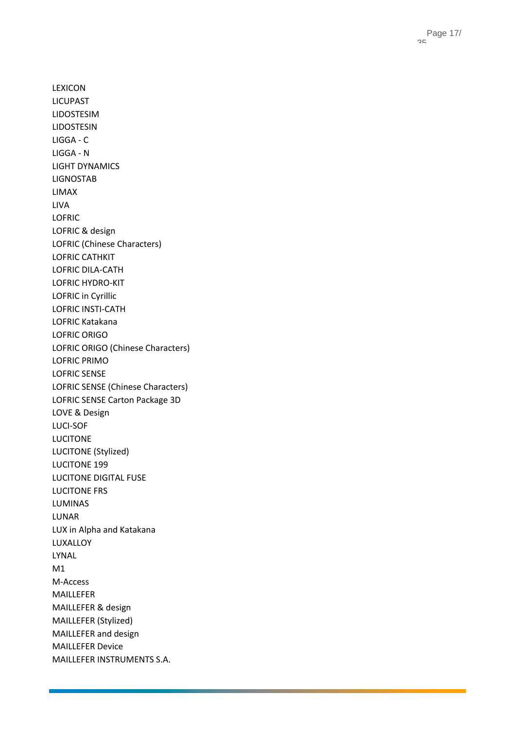LEXICON
LICUPAST
LIDOSTESIM
LIDOSTESIN
LIGGA - C
LIGGA - N
LIGHT DYNAMICS
LIGNOSTAB
LIMAX
LIVA
LOFRIC
LOFRIC & design
LOFRIC (Chinese Characters)
LOFRIC CATHKIT
LOFRIC DILA-CATH
LOFRIC HYDRO-KIT
LOFRIC in Cyrillic
LOFRIC INSTI-CATH
LOFRIC Katakana
LOFRIC ORIGO
LOFRIC ORIGO (Chinese Characters)
LOFRIC PRIMO
LOFRIC SENSE
LOFRIC SENSE (Chinese Characters)
LOFRIC SENSE Carton Package 3D
LOVE & Design
LUCI-SOF
LUCITONE
LUCITONE (Stylized)
LUCITONE 199
LUCITONE DIGITAL FUSE
LUCITONE FRS
LUMINAS
LUNAR
LUX in Alpha and Katakana
LUXALLOY
LYNAL
M1
M-Access
MAILLEFER
MAILLEFER & design
MAILLEFER (Stylized)
MAILLEFER and design
MAILLEFER Device
MAILLEFER INSTRUMENTS S.A.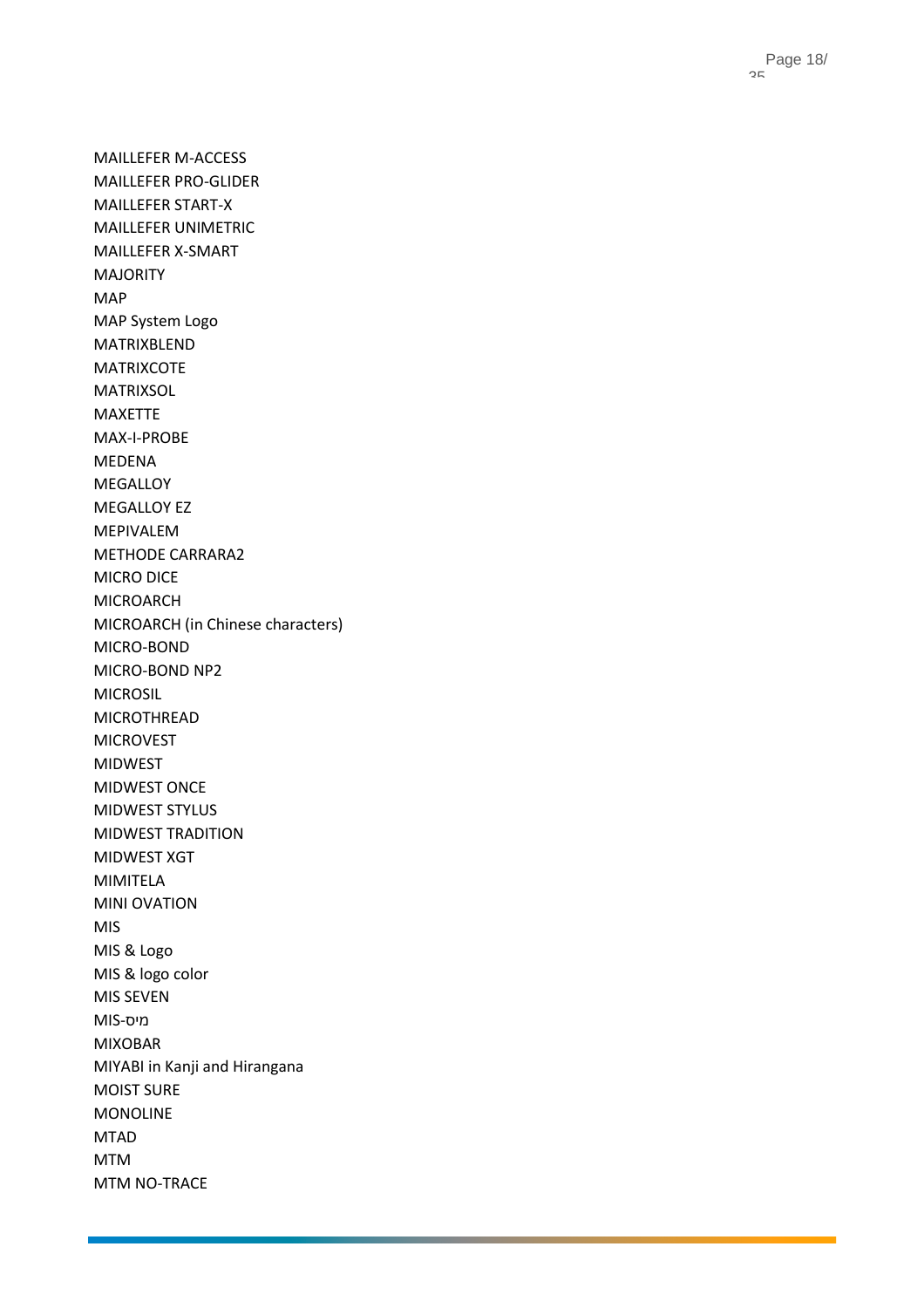MAILLEFER M-ACCESS
MAILLEFER PRO-GLIDER
MAILLEFER START-X
MAILLEFER UNIMETRIC
MAILLEFER X-SMART
MAJORITY
MAP
MAP System Logo
MATRIXBLEND
MATRIXCOTE
MATRIXSOL
MAXETTE
MAX-I-PROBE
MEDENA
MEGALLOY
MEGALLOY EZ
MEPIVALEM
METHODE CARRARA2
MICRO DICE
MICROARCH
MICROARCH (in Chinese characters)
MICRO-BOND
MICRO-BOND NP2
MICROSIL
MICROTHREAD
MICROVEST
MIDWEST
MIDWEST ONCE
MIDWEST STYLUS
MIDWEST TRADITION
MIDWEST XGT
MIMITELA
MINI OVATION
MIS
MIS & Logo
MIS & logo color
MIS SEVEN
MIS-מיס
MIXOBAR
MIYABI in Kanji and Hirangana
MOIST SURE
MONOLINE
MTAD
MTM
MTM NO-TRACE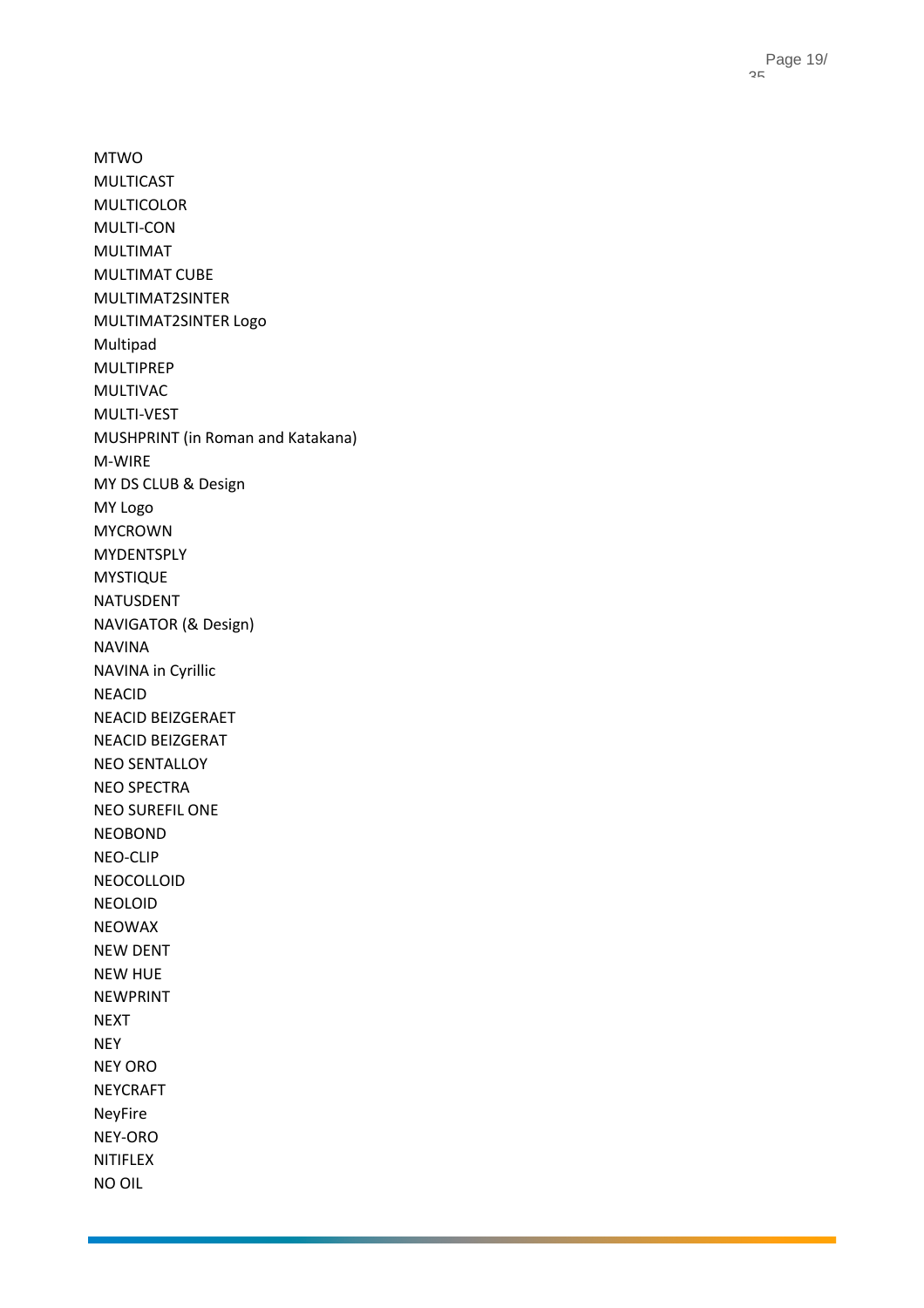MTWO
MULTICAST
MULTICOLOR
MULTI-CON
MULTIMAT
MULTIMAT CUBE
MULTIMAT2SINTER
MULTIMAT2SINTER Logo
Multipad
MULTIPREP
MULTIVAC
MULTI-VEST
MUSHPRINT (in Roman and Katakana)
M-WIRE
MY DS CLUB & Design
MY Logo
MYCROWN
MYDENTSPLY
MYSTIQUE
NATUSDENT
NAVIGATOR (& Design)
NAVINA
NAVINA in Cyrillic
NEACID
NEACID BEIZGERAET
NEACID BEIZGERAT
NEO SENTALLOY
NEO SPECTRA
NEO SUREFIL ONE
NEOBOND
NEO-CLIP
NEOCOLLOID
NEOLOID
NEOWAX
NEW DENT
NEW HUE
NEWPRINT
NEXT
NEY
NEY ORO
NEYCRAFT
NeyFire
NEY-ORO
NITIFLEX
NO OIL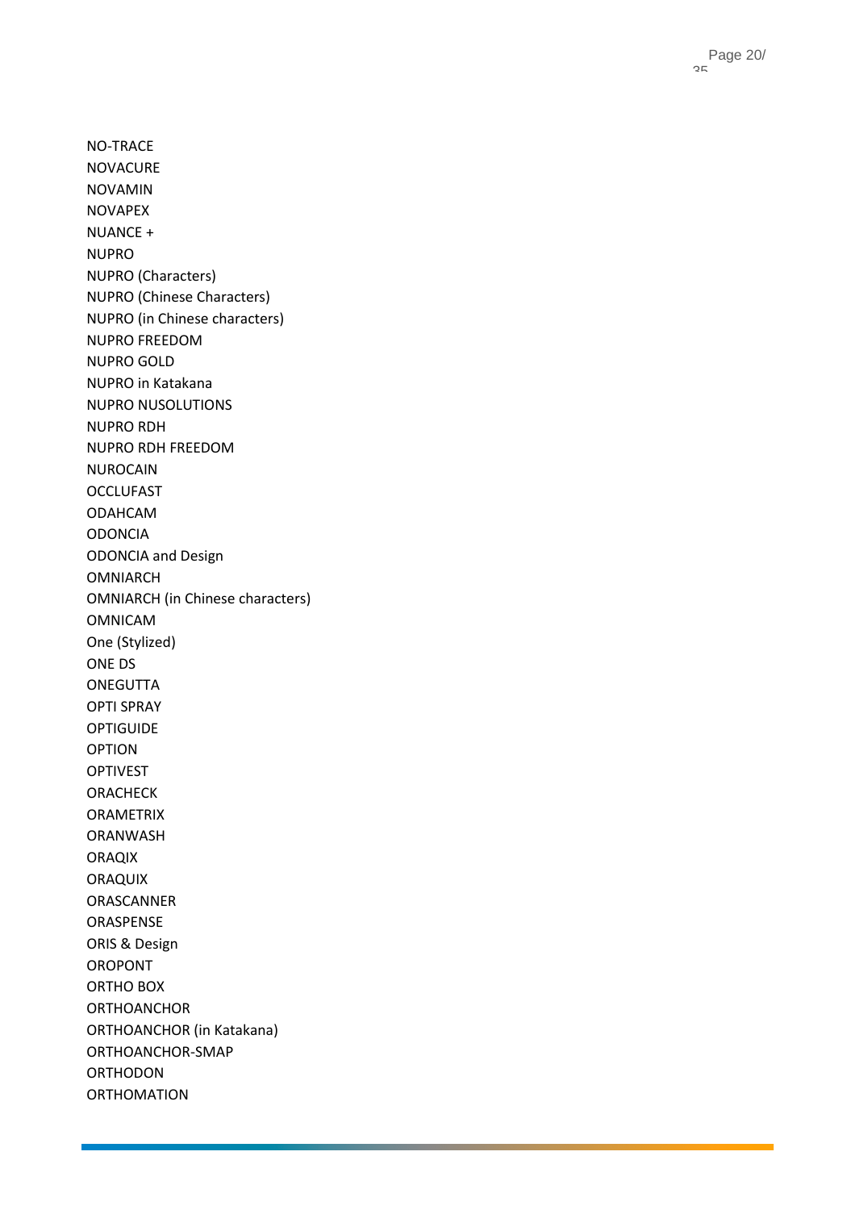NO-TRACE
NOVACURE
NOVAMIN
NOVAPEX
NUANCE +
NUPRO
NUPRO (Characters)
NUPRO (Chinese Characters)
NUPRO (in Chinese characters)
NUPRO FREEDOM
NUPRO GOLD
NUPRO in Katakana
NUPRO NUSOLUTIONS
NUPRO RDH
NUPRO RDH FREEDOM
NUROCAIN
OCCLUFAST
ODAHCAM
ODONCIA
ODONCIA and Design
OMNIARCH
OMNIARCH (in Chinese characters)
OMNICAM
One (Stylized)
ONE DS
ONEGUTTA
OPTI SPRAY
OPTIGUIDE
OPTION
OPTIVEST
ORACHECK
ORAMETRIX
ORANWASH
ORAQIX
ORAQUIX
ORASCANNER
ORASPENSE
ORIS & Design
OROPONT
ORTHO BOX
ORTHOANCHOR
ORTHOANCHOR (in Katakana)
ORTHOANCHOR-SMAP
ORTHODON
ORTHOMATION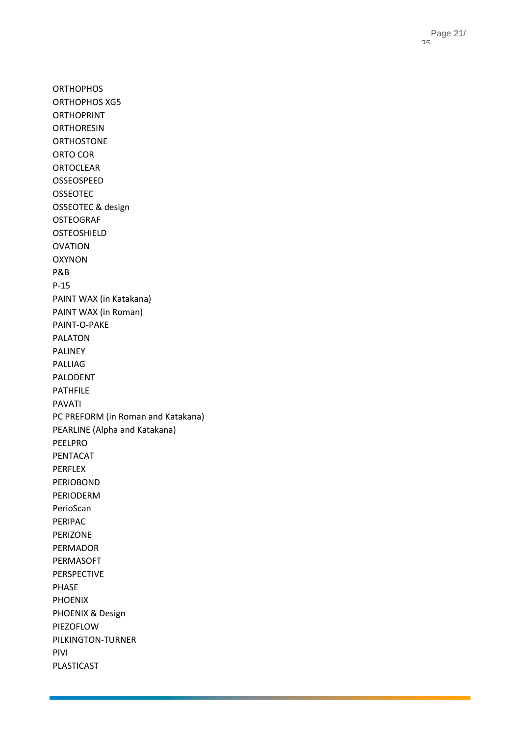ORTHOPHOS
ORTHOPHOS XG5
ORTHOPRINT
ORTHORESIN
ORTHOSTONE
ORTO COR
ORTOCLEAR
OSSEOSPEED
OSSEOTEC
OSSEOTEC & design
OSTEOGRAF
OSTEOSHIELD
OVATION
OXYNON
P&B
P-15
PAINT WAX (in Katakana)
PAINT WAX (in Roman)
PAINT-O-PAKE
PALATON
PALINEY
PALLIAG
PALODENT
PATHFILE
PAVATI
PC PREFORM (in Roman and Katakana)
PEARLINE (Alpha and Katakana)
PEELPRO
PENTACAT
PERFLEX
PERIOBOND
PERIODERM
PerioScan
PERIPAC
PERIZONE
PERMADOR
PERMASOFT
PERSPECTIVE
PHASE
PHOENIX
PHOENIX & Design
PIEZOFLOW
PILKINGTON-TURNER
PIVI
PLASTICAST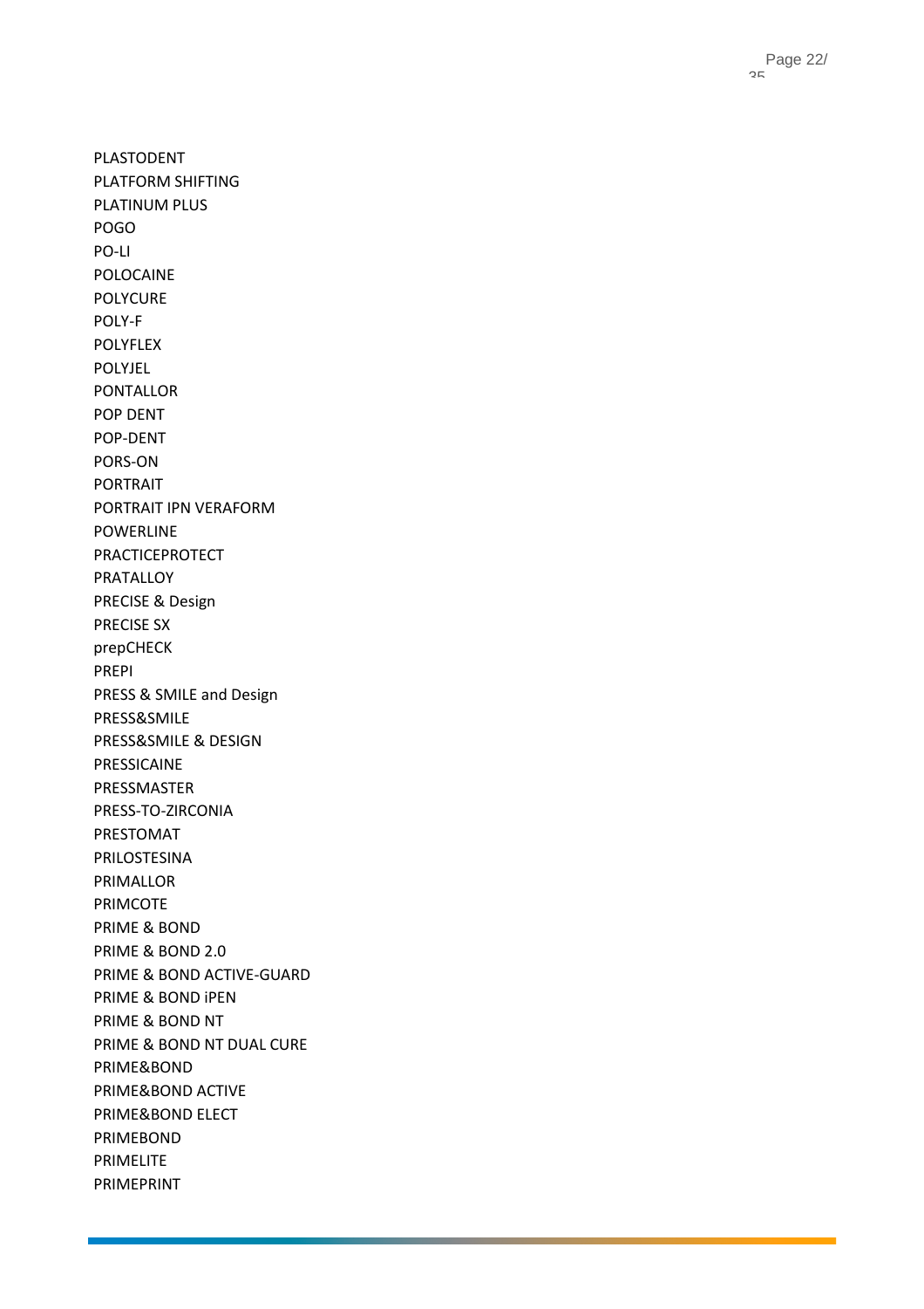PLASTODENT
PLATFORM SHIFTING
PLATINUM PLUS
POGO
PO-LI
POLOCAINE
POLYCURE
POLY-F
POLYFLEX
POLYJEL
PONTALLOR
POP DENT
POP-DENT
PORS-ON
PORTRAIT
PORTRAIT IPN VERAFORM
POWERLINE
PRACTICEPROTECT
PRATALLOY
PRECISE & Design
PRECISE SX
prepCHECK
PREPI
PRESS & SMILE and Design
PRESS&SMILE
PRESS&SMILE & DESIGN
PRESSICAINE
PRESSMASTER
PRESS-TO-ZIRCONIA
PRESTOMAT
PRILOSTESINA
PRIMALLOR
PRIMCOTE
PRIME & BOND
PRIME & BOND 2.0
PRIME & BOND ACTIVE-GUARD
PRIME & BOND iPEN
PRIME & BOND NT
PRIME & BOND NT DUAL CURE
PRIME&BOND
PRIME&BOND ACTIVE
PRIME&BOND ELECT
PRIMEBOND
PRIMELITE
PRIMEPRINT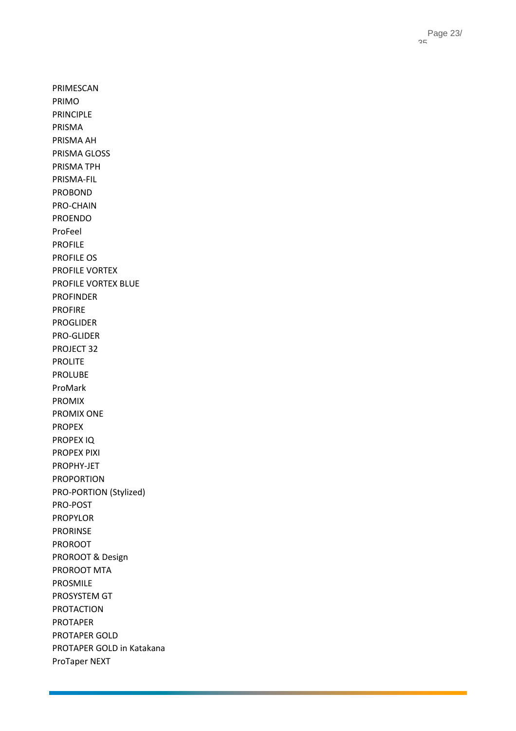PRIMESCAN
PRIMO
PRINCIPLE
PRISMA
PRISMA AH
PRISMA GLOSS
PRISMA TPH
PRISMA-FIL
PROBOND
PRO-CHAIN
PROENDO
ProFeel
PROFILE
PROFILE OS
PROFILE VORTEX
PROFILE VORTEX BLUE
PROFINDER
PROFIRE
PROGLIDER
PRO-GLIDER
PROJECT 32
PROLITE
PROLUBE
ProMark
PROMIX
PROMIX ONE
PROPEX
PROPEX IQ
PROPEX PIXI
PROPHY-JET
PROPORTION
PRO-PORTION (Stylized)
PRO-POST
PROPYLOR
PRORINSE
PROROOT
PROROOT & Design
PROROOT MTA
PROSMILE
PROSYSTEM GT
PROTACTION
PROTAPER
PROTAPER GOLD
PROTAPER GOLD in Katakana
ProTaper NEXT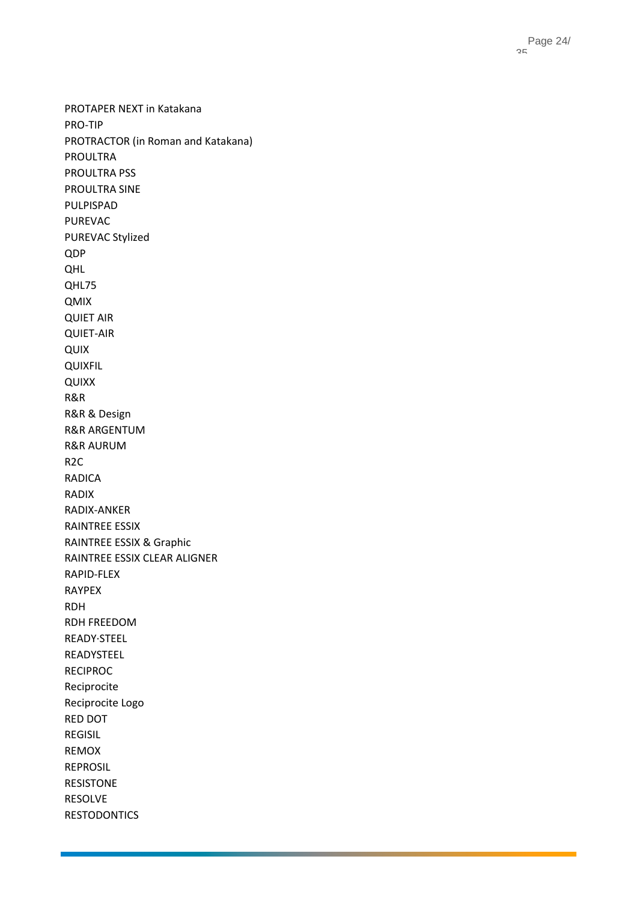PROTAPER NEXT in Katakana
PRO-TIP
PROTRACTOR (in Roman and Katakana)
PROULTRA
PROULTRA PSS
PROULTRA SINE
PULPISPAD
PUREVAC
PUREVAC Stylized
QDP
QHL
QHL75
QMIX
QUIET AIR
QUIET-AIR
QUIX
QUIXFIL
QUIXX
R&R
R&R & Design
R&R ARGENTUM
R&R AURUM
R2C
RADICA
RADIX
RADIX-ANKER
RAINTREE ESSIX
RAINTREE ESSIX & Graphic
RAINTREE ESSIX CLEAR ALIGNER
RAPID-FLEX
RAYPEX
RDH
RDH FREEDOM
READY·STEEL
READYSTEEL
RECIPROC
Reciprocite
Reciprocite Logo
RED DOT
REGISIL
REMOX
REPROSIL
RESISTONE
RESOLVE
RESTODONTICS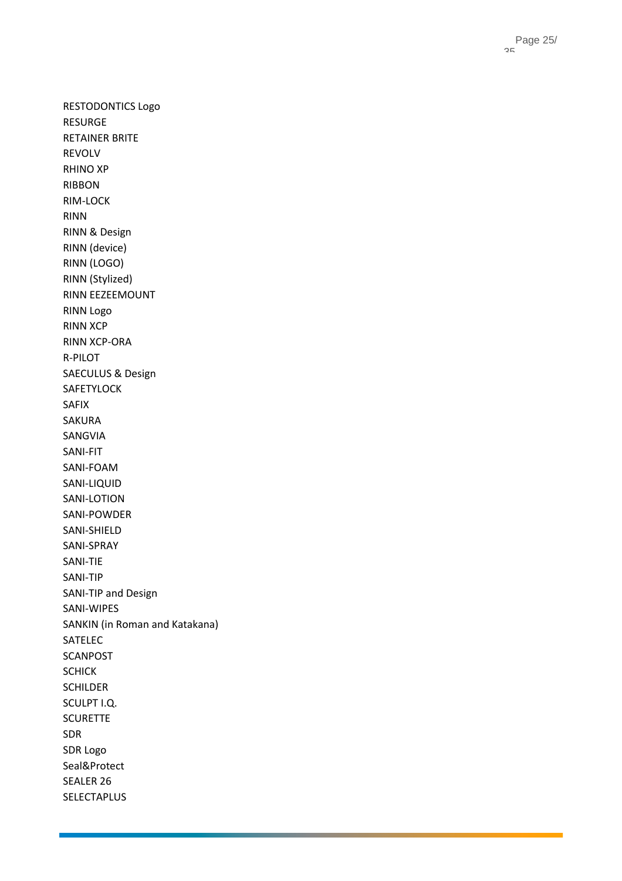RESTODONTICS Logo
RESURGE
RETAINER BRITE
REVOLV
RHINO XP
RIBBON
RIM-LOCK
RINN
RINN & Design
RINN (device)
RINN (LOGO)
RINN (Stylized)
RINN EEZEEMOUNT
RINN Logo
RINN XCP
RINN XCP-ORA
R-PILOT
SAECULUS & Design
SAFETYLOCK
SAFIX
SAKURA
SANGVIA
SANI-FIT
SANI-FOAM
SANI-LIQUID
SANI-LOTION
SANI-POWDER
SANI-SHIELD
SANI-SPRAY
SANI-TIE
SANI-TIP
SANI-TIP and Design
SANI-WIPES
SANKIN (in Roman and Katakana)
SATELEC
SCANPOST
SCHICK
SCHILDER
SCULPT I.Q.
SCURETTE
SDR
SDR Logo
Seal&Protect
SEALER 26
SELECTAPLUS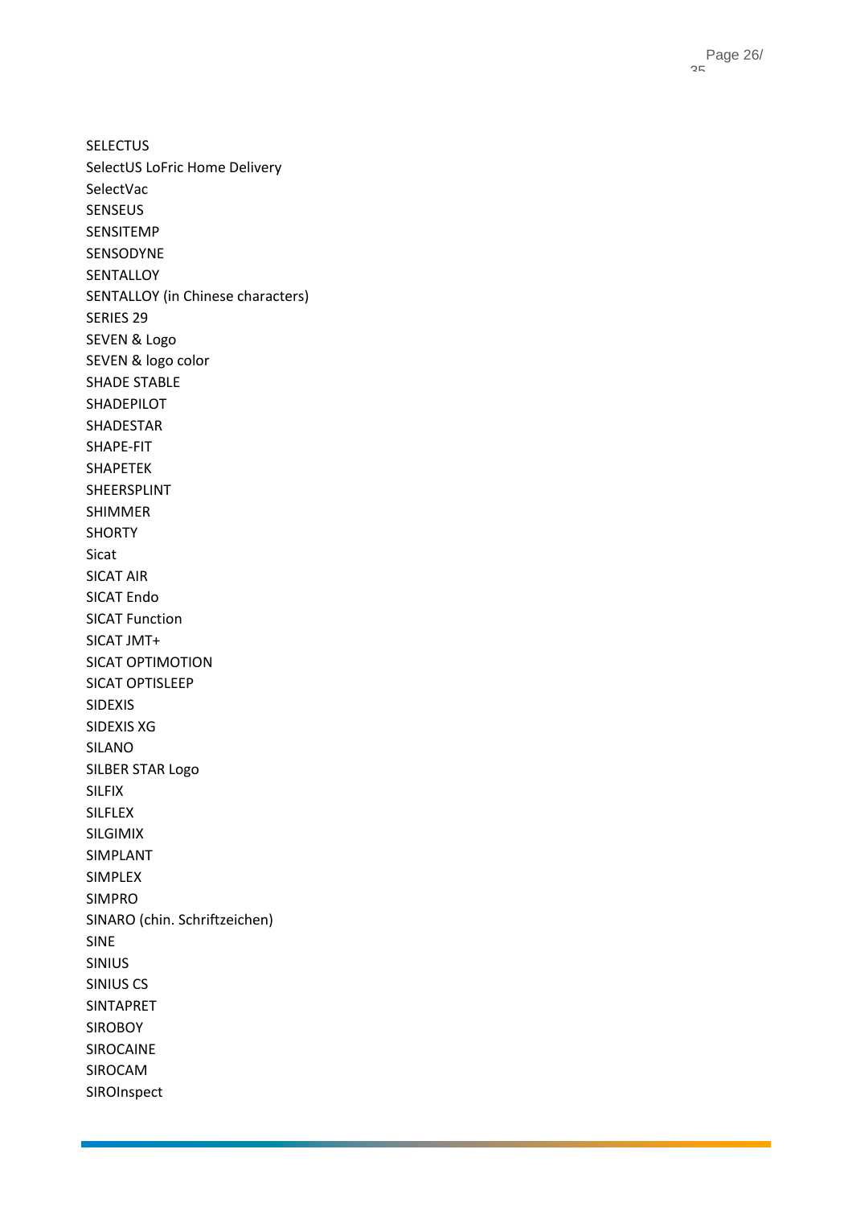SELECTUS

SelectUS LoFric Home Delivery

SelectVac

SENSEUS

SENSITEMP

SENSODYNE

SENTALLOY

SENTALLOY (in Chinese characters)

SERIES 29

SEVEN & Logo

SEVEN & logo color

SHADE STABLE

SHADEPILOT

SHADESTAR

SHAPE-FIT

SHAPETEK

SHEERSPLINT

SHIMMER

SHORTY

Sicat

SICAT AIR

SICAT Endo

SICAT Function

SICAT JMT+

SICAT OPTIMOTION

SICAT OPTISLEEP

SIDEXIS

SIDEXIS XG

SILANO

SILBER STAR Logo

SILFIX

SILFLEX

SILGIMIX

SIMPLANT

SIMPLEX

SIMPRO

SINARO (chin. Schriftzeichen)

SINE

SINIUS

SINIUS CS

SINTAPRET

SIROBOY

SIROCAINE

SIROCAM

SIROInspect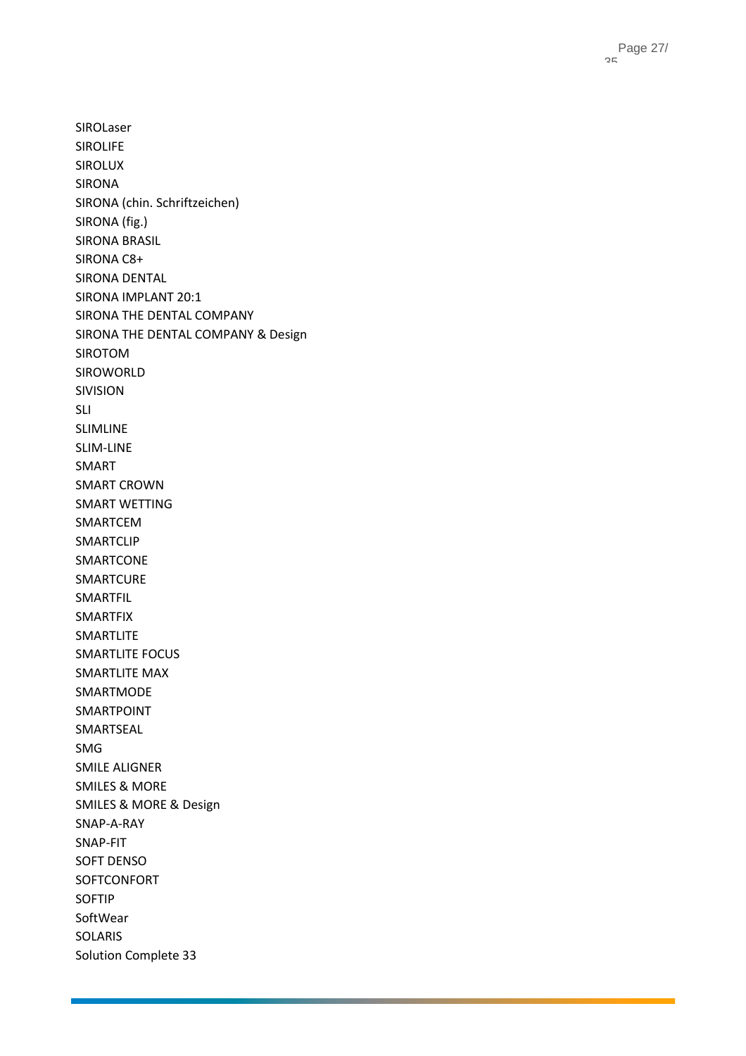SIROLaser
SIROLIFE
SIROLUX
SIRONA
SIRONA (chin. Schriftzeichen)
SIRONA (fig.)
SIRONA BRASIL
SIRONA C8+
SIRONA DENTAL
SIRONA IMPLANT 20:1
SIRONA THE DENTAL COMPANY
SIRONA THE DENTAL COMPANY & Design
SIROTOM
SIROWORLD
SIVISION
SLI
SLIMLINE
SLIM-LINE
SMART
SMART CROWN
SMART WETTING
SMARTCEM
SMARTCLIP
SMARTCONE
SMARTCURE
SMARTFIL
SMARTFIX
SMARTLITE
SMARTLITE FOCUS
SMARTLITE MAX
SMARTMODE
SMARTPOINT
SMARTSEAL
SMG
SMILE ALIGNER
SMILES & MORE
SMILES & MORE & Design
SNAP-A-RAY
SNAP-FIT
SOFT DENSO
SOFTCONFORT
SOFTIP
SoftWear
SOLARIS
Solution Complete 33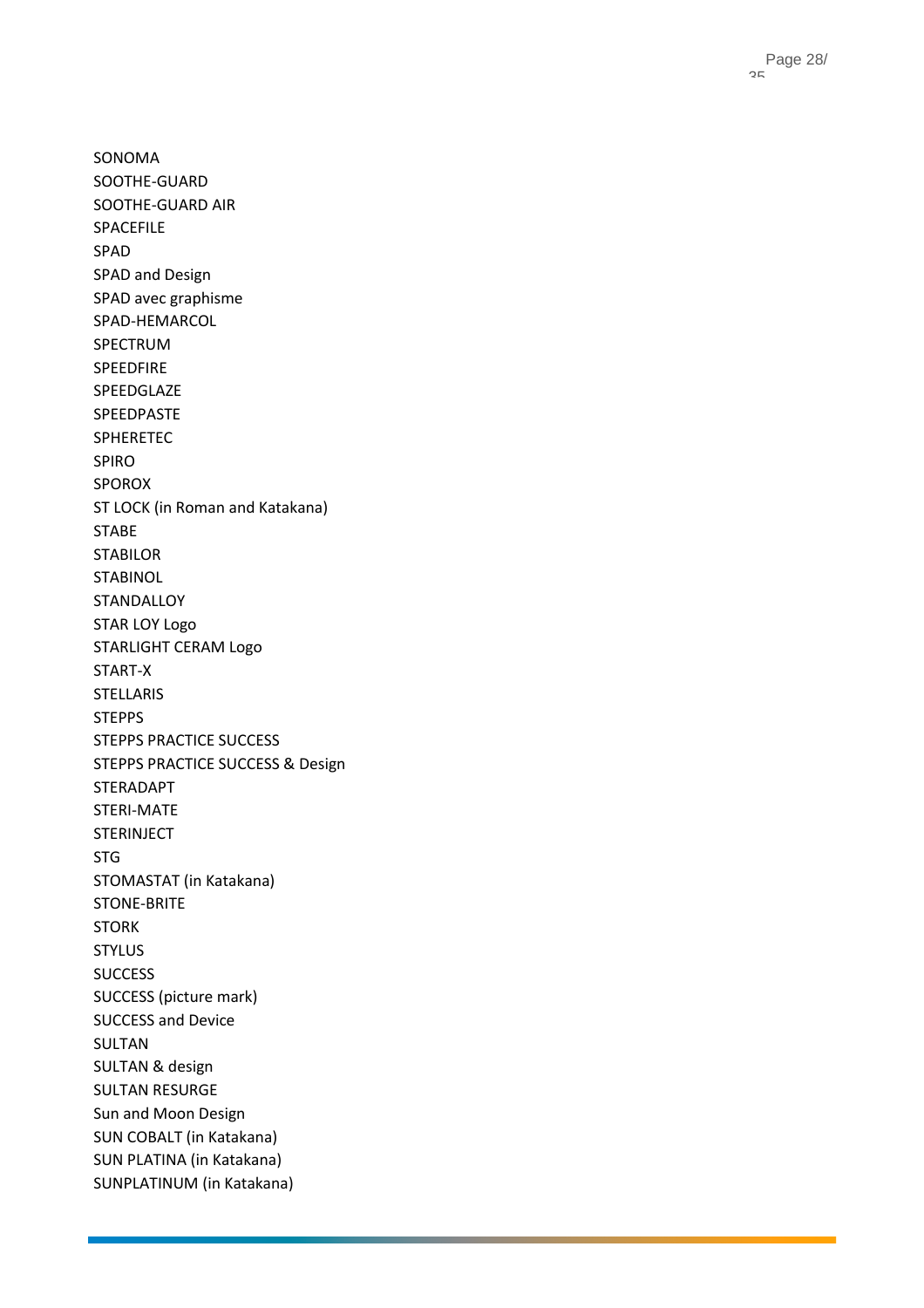SONOMA
SOOTHE-GUARD
SOOTHE-GUARD AIR
SPACEFILE
SPAD
SPAD and Design
SPAD avec graphisme
SPAD-HEMARCOL
SPECTRUM
SPEEDFIRE
SPEEDGLAZE
SPEEDPASTE
SPHERETEC
SPIRO
SPOROX
ST LOCK (in Roman and Katakana)
STABE
STABILOR
STABINOL
STANDALLOY
STAR LOY Logo
STARLIGHT CERAM Logo
START-X
STELLARIS
STEPPS
STEPPS PRACTICE SUCCESS
STEPPS PRACTICE SUCCESS & Design
STERADAPT
STERI-MATE
STERINJECT
STG
STOMASTAT (in Katakana)
STONE-BRITE
STORK
STYLUS
SUCCESS
SUCCESS (picture mark)
SUCCESS and Device
SULTAN
SULTAN & design
SULTAN RESURGE
Sun and Moon Design
SUN COBALT (in Katakana)
SUN PLATINA (in Katakana)
SUNPLATINUM (in Katakana)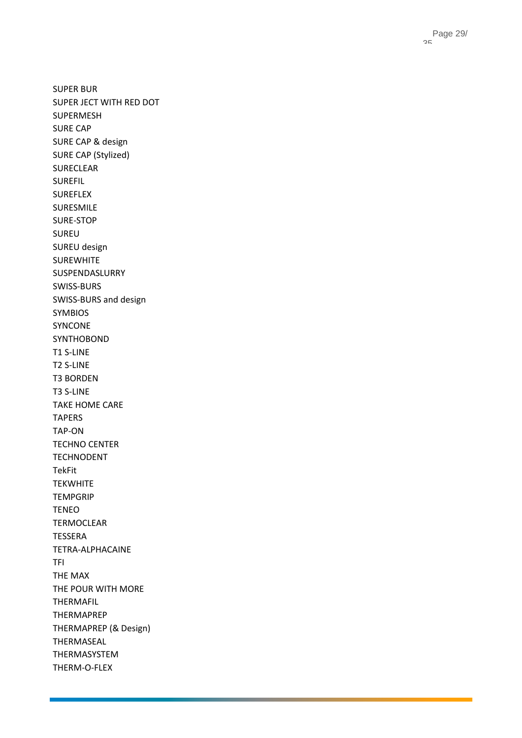SUPER BUR
SUPER JECT WITH RED DOT
SUPERMESH
SURE CAP
SURE CAP & design
SURE CAP (Stylized)
SURECLEAR
SUREFIL
SUREFLEX
SURESMILE
SURE-STOP
SUREU
SUREU design
SUREWHITE
SUSPENDASLURRY
SWISS-BURS
SWISS-BURS and design
SYMBIOS
SYNCONE
SYNTHOBOND
T1 S-LINE
T2 S-LINE
T3 BORDEN
T3 S-LINE
TAKE HOME CARE
TAPERS
TAP-ON
TECHNO CENTER
TECHNODENT
TekFit
TEKWHITE
TEMPGRIP
TENEO
TERMOCLEAR
TESSERA
TETRA-ALPHACAINE
TFI
THE MAX
THE POUR WITH MORE
THERMAFIL
THERMAPREP
THERMAPREP (& Design)
THERMASEAL
THERMASYSTEM
THERM-O-FLEX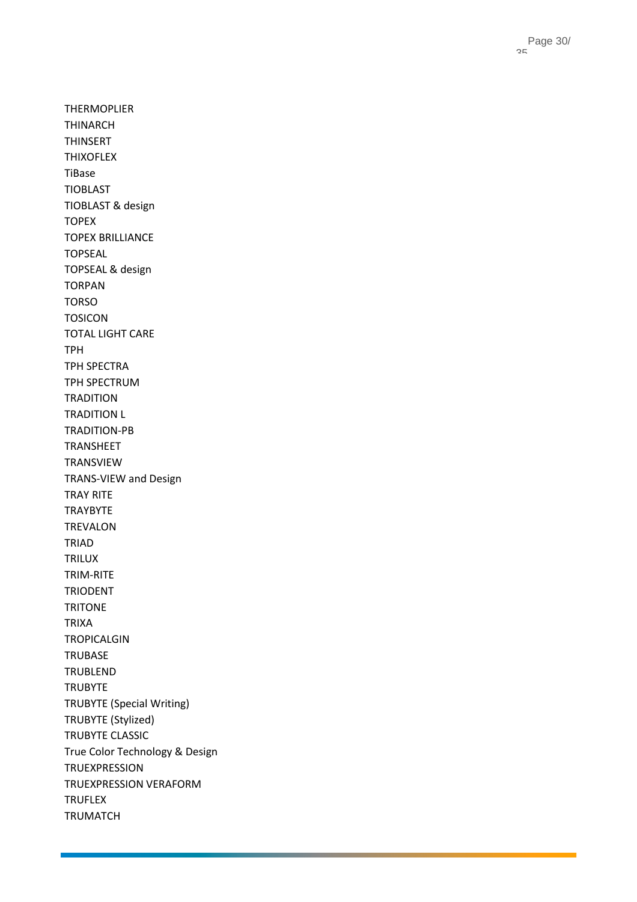THERMOPLIER
THINARCH
THINSERT
THIXOFLEX
TiBase
TIOBLAST
TIOBLAST & design
TOPEX
TOPEX BRILLIANCE
TOPSEAL
TOPSEAL & design
TORPAN
TORSO
TOSICON
TOTAL LIGHT CARE
TPH
TPH SPECTRA
TPH SPECTRUM
TRADITION
TRADITION L
TRADITION-PB
TRANSHEET
TRANSVIEW
TRANS-VIEW and Design
TRAY RITE
TRAYBYTE
TREVALON
TRIAD
TRILUX
TRIM-RITE
TRIODENT
TRITONE
TRIXA
TROPICALGIN
TRUBASE
TRUBLEND
TRUBYTE
TRUBYTE (Special Writing)
TRUBYTE (Stylized)
TRUBYTE CLASSIC
True Color Technology & Design
TRUEXPRESSION
TRUEXPRESSION VERAFORM
TRUFLEX
TRUMATCH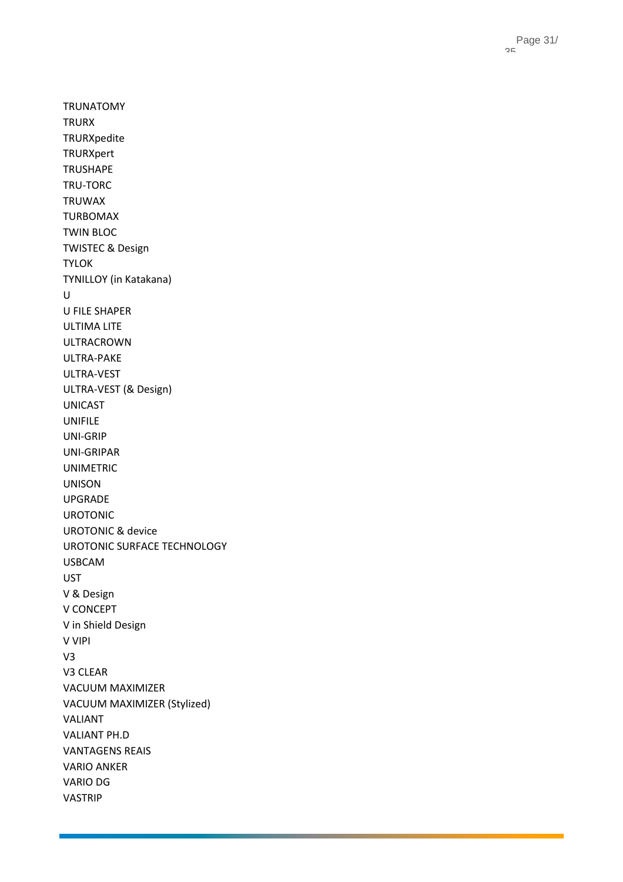TRUNATOMY
TRURX
TRURXpedite
TRURXpert
TRUSHAPE
TRU-TORC
TRUWAX
TURBOMAX
TWIN BLOC
TWISTEC & Design
TYLOK
TYNILLOY (in Katakana)
U
U FILE SHAPER
ULTIMA LITE
ULTRACROWN
ULTRA-PAKE
ULTRA-VEST
ULTRA-VEST (& Design)
UNICAST
UNIFILE
UNI-GRIP
UNI-GRIPAR
UNIMETRIC
UNISON
UPGRADE
UROTONIC
UROTONIC & device
UROTONIC SURFACE TECHNOLOGY
USBCAM
UST
V & Design
V CONCEPT
V in Shield Design
V VIPI
V3
V3 CLEAR
VACUUM MAXIMIZER
VACUUM MAXIMIZER (Stylized)
VALIANT
VALIANT PH.D
VANTAGENS REAIS
VARIO ANKER
VARIO DG
VASTRIP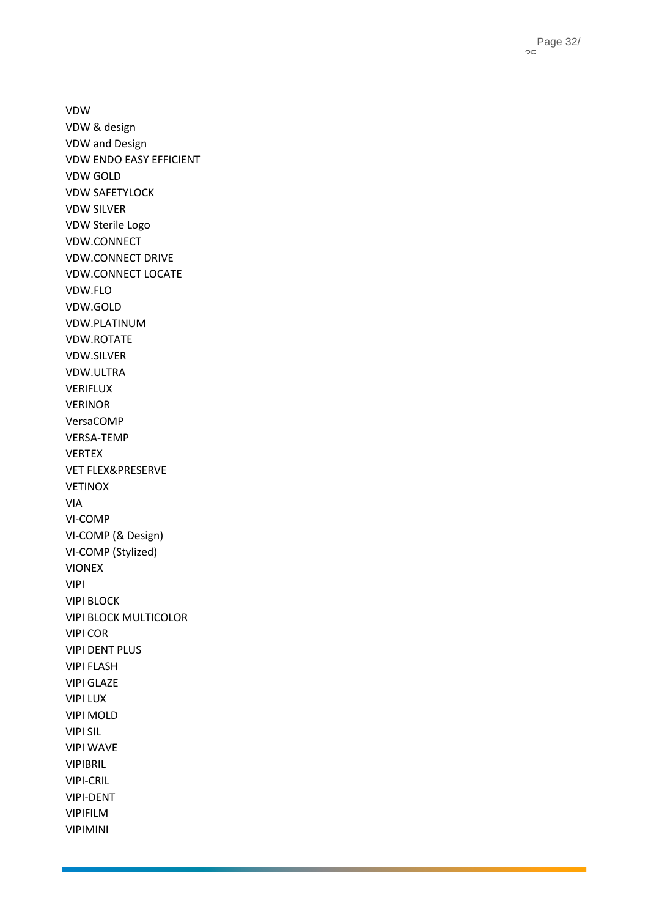VDW
VDW & design
VDW and Design
VDW ENDO EASY EFFICIENT
VDW GOLD
VDW SAFETYLOCK
VDW SILVER
VDW Sterile Logo
VDW.CONNECT
VDW.CONNECT DRIVE
VDW.CONNECT LOCATE
VDW.FLO
VDW.GOLD
VDW.PLATINUM
VDW.ROTATE
VDW.SILVER
VDW.ULTRA
VERIFLUX
VERINOR
VersaCOMP
VERSA-TEMP
VERTEX
VET FLEX&PRESERVE
VETINOX
VIA
VI-COMP
VI-COMP (& Design)
VI-COMP (Stylized)
VIONEX
VIPI
VIPI BLOCK
VIPI BLOCK MULTICOLOR
VIPI COR
VIPI DENT PLUS
VIPI FLASH
VIPI GLAZE
VIPI LUX
VIPI MOLD
VIPI SIL
VIPI WAVE
VIPIBRIL
VIPI-CRIL
VIPI-DENT
VIPIFILM
VIPIMINI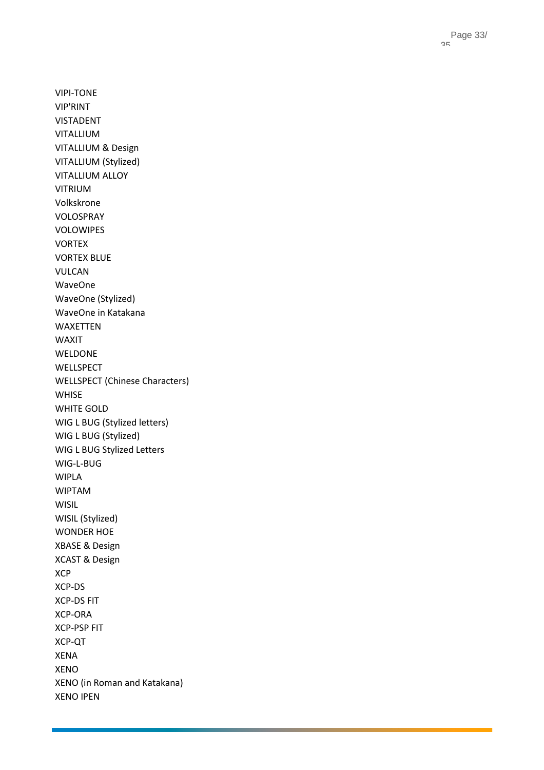VIPI-TONE
VIP'RINT
VISTADENT
VITALLIUM
VITALLIUM & Design
VITALLIUM (Stylized)
VITALLIUM ALLOY
VITRIUM
Volkskrone
VOLOSPRAY
VOLOWIPES
VORTEX
VORTEX BLUE
VULCAN
WaveOne
WaveOne (Stylized)
WaveOne in Katakana
WAXETTEN
WAXIT
WELDONE
WELLSPECT
WELLSPECT (Chinese Characters)
WHISE
WHITE GOLD
WIG L BUG (Stylized letters)
WIG L BUG (Stylized)
WIG L BUG Stylized Letters
WIG-L-BUG
WIPLA
WIPTAM
WISIL
WISIL (Stylized)
WONDER HOE
XBASE & Design
XCAST & Design
XCP
XCP-DS
XCP-DS FIT
XCP-ORA
XCP-PSP FIT
XCP-QT
XENA
XENO
XENO (in Roman and Katakana)
XENO IPEN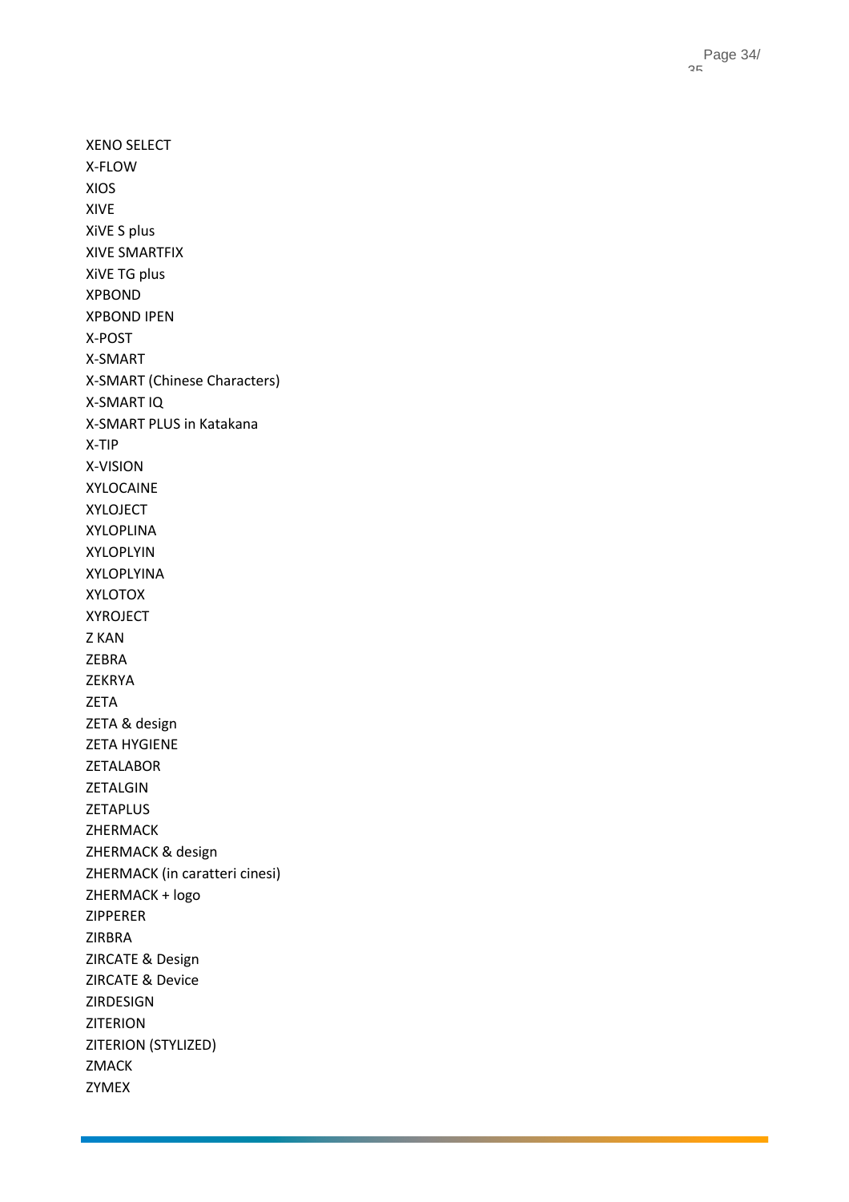XENO SELECT
X-FLOW
XIOS
XIVE
XiVE S plus
XIVE SMARTFIX
XiVE TG plus
XPBOND
XPBOND IPEN
X-POST
X-SMART
X-SMART (Chinese Characters)
X-SMART IQ
X-SMART PLUS in Katakana
X-TIP
X-VISION
XYLOCAINE
XYLOJECT
XYLOPLINA
XYLOPLYIN
XYLOPLYINA
XYLOTOX
XYROJECT
Z KAN
ZEBRA
ZEKRYA
ZETA
ZETA & design
ZETA HYGIENE
ZETALABOR
ZETALGIN
ZETAPLUS
ZHERMACK
ZHERMACK & design
ZHERMACK (in caratteri cinesi)
ZHERMACK + logo
ZIPPERER
ZIRBRA
ZIRCATE & Design
ZIRCATE & Device
ZIRDESIGN
ZITERION
ZITERION (STYLIZED)
ZMACK
ZYMEX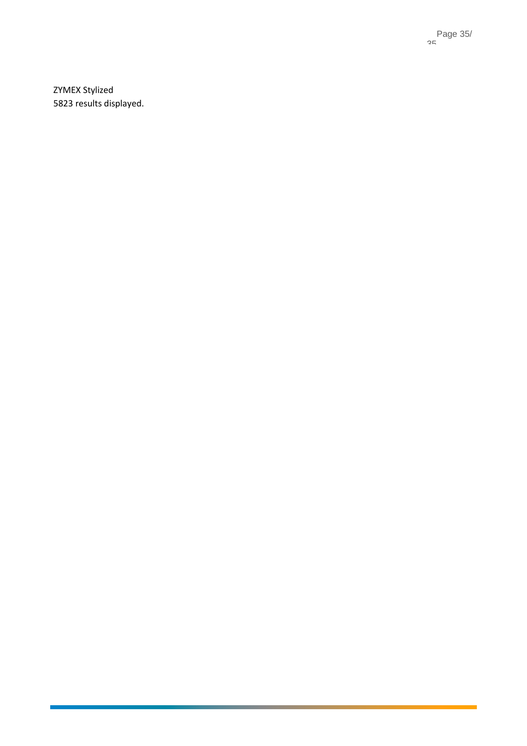ZYMEX Stylized
5823 results displayed.